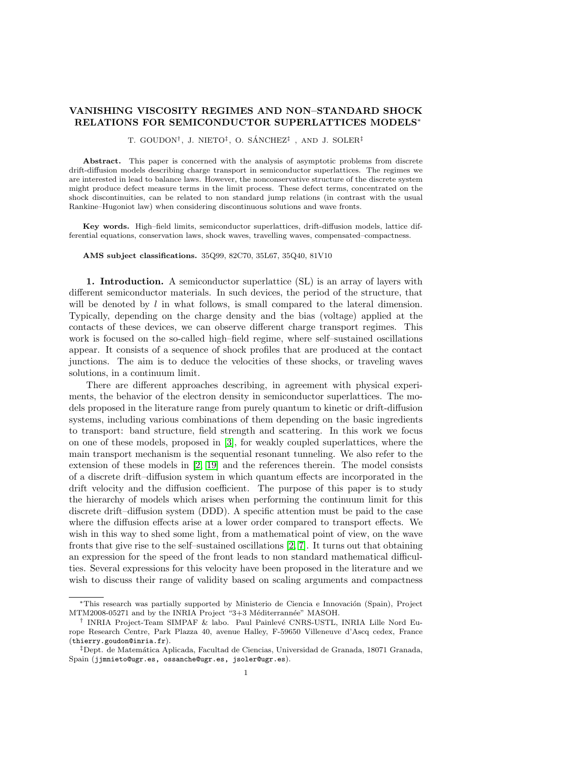# VANISHING VISCOSITY REGIMES AND NON–STANDARD SHOCK RELATIONS FOR SEMICONDUCTOR SUPERLATTICES MODELS*

T. GOUDON†, J. NIETO‡, O. SÁNCHEZ‡ , AND J. SOLER‡

**Abstract.** This paper is concerned with the analysis of asymptotic problems from discrete drift-diffusion models describing charge transport in semiconductor superlattices. The regimes we are interested in lead to balance laws. However, the nonconservative structure of the discrete system might produce defect measure terms in the limit process. These defect terms, concentrated on the shock discontinuities, can be related to non standard jump relations (in contrast with the usual Rankine–Hugoniot law) when considering discontinuous solutions and wave fronts.

**Key words.** High–field limits, semiconductor superlattices, drift-diffusion models, lattice differential equations, conservation laws, shock waves, travelling waves, compensated–compactness.

**AMS subject classifications.** 35Q99, 82C70, 35L67, 35Q40, 81V10

## 1. Introduction.

A semiconductor superlattice (SL) is an array of layers with different semiconductor materials. In such devices, the period of the structure, that will be denoted by $l$ in what follows, is small compared to the lateral dimension. Typically, depending on the charge density and the bias (voltage) applied at the contacts of these devices, we can observe different charge transport regimes. This work is focused on the so-called high–field regime, where self–sustained oscillations appear. It consists of a sequence of shock profiles that are produced at the contact junctions. The aim is to deduce the velocities of these shocks, or traveling waves solutions, in a continuum limit.

There are different approaches describing, in agreement with physical experiments, the behavior of the electron density in semiconductor superlattices. The models proposed in the literature range from purely quantum to kinetic or drift-diffusion systems, including various combinations of them depending on the basic ingredients to transport: band structure, field strength and scattering. In this work we focus on one of these models, proposed in [3], for weakly coupled superlattices, where the main transport mechanism is the sequential resonant tunneling. We also refer to the extension of these models in [2, 19] and the references therein. The model consists of a discrete drift–diffusion system in which quantum effects are incorporated in the drift velocity and the diffusion coefficient. The purpose of this paper is to study the hierarchy of models which arises when performing the continuum limit for this discrete drift–diffusion system (DDD). A specific attention must be paid to the case where the diffusion effects arise at a lower order compared to transport effects. We wish in this way to shed some light, from a mathematical point of view, on the wave fronts that give rise to the self–sustained oscillations [2, 7]. It turns out that obtaining an expression for the speed of the front leads to non standard mathematical difficulties. Several expressions for this velocity have been proposed in the literature and we wish to discuss their range of validity based on scaling arguments and compactness

---

*This research was partially supported by Ministerio de Ciencia e Innovación (Spain), Project MTM2008-05271 and by the INRIA Project "3+3 Méditerranée" MASOH.

† INRIA Project-Team SIMPAF & labo. Paul Painlevé CNRS-USTL, INRIA Lille Nord Europe Research Centre, Park Plazza 40, avenue Halley, F-59650 Villeneuve d'Ascq cedex, France (thierry.goudon@inria.fr).

‡Dept. de Matemática Aplicada, Facultad de Ciencias, Universidad de Granada, 18071 Granada, Spain (jjmnieto@ugr.es, ossanche@ugr.es, jsoler@ugr.es).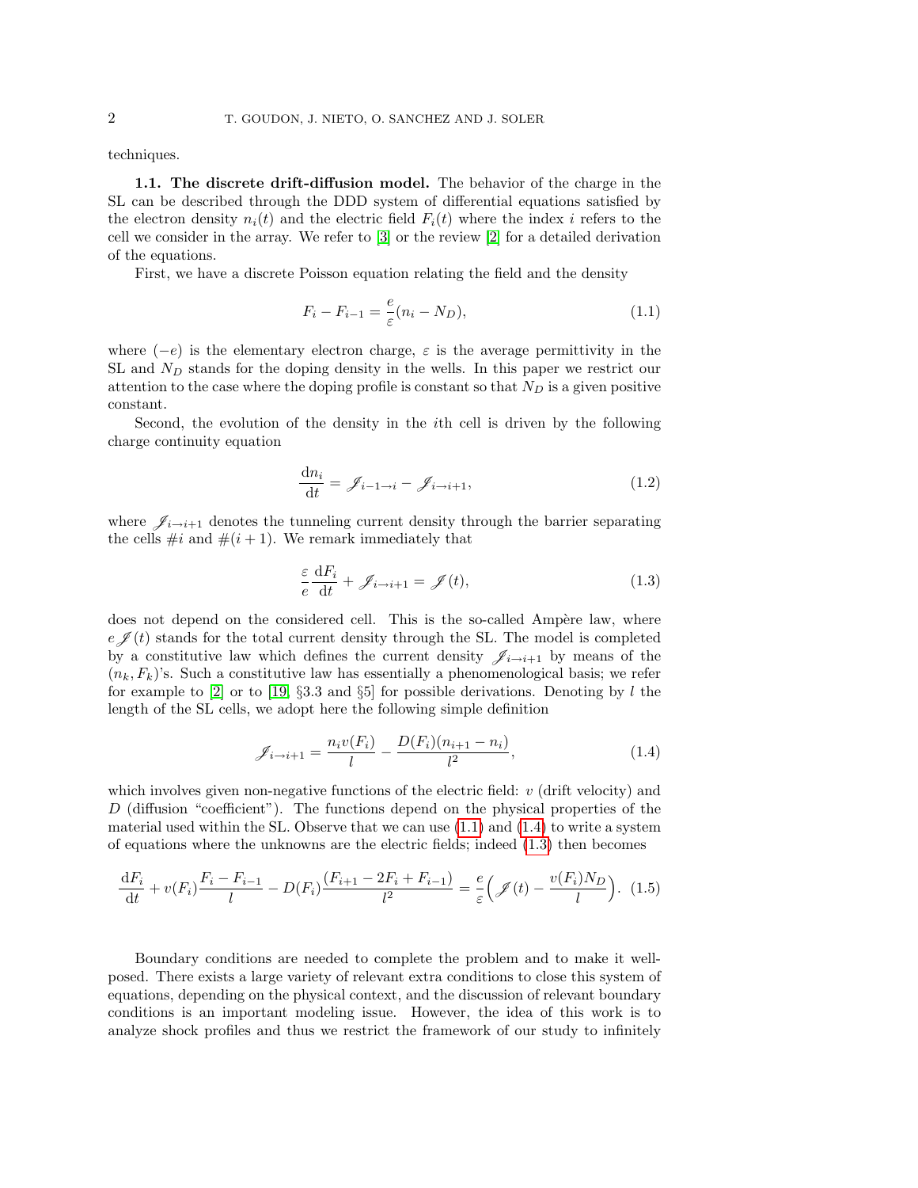techniques.

**1.1. The discrete drift-diffusion model.** The behavior of the charge in the SL can be described through the DDD system of differential equations satisfied by the electron density $n_i(t)$ and the electric field $F_i(t)$ where the index $i$ refers to the cell we consider in the array. We refer to [3] or the review [2] for a detailed derivation of the equations.

First, we have a discrete Poisson equation relating the field and the density

$$F_i - F_{i-1} = \frac{e}{\varepsilon}(n_i - N_D), \tag{1.1}$$

where $(-e)$ is the elementary electron charge, $\varepsilon$ is the average permittivity in the SL and $N_D$ stands for the doping density in the wells. In this paper we restrict our attention to the case where the doping profile is constant so that $N_D$ is a given positive constant.

Second, the evolution of the density in the $i$th cell is driven by the following charge continuity equation

$$\frac{\mathrm{d}n_i}{\mathrm{d}t} = \mathscr{J}_{i-1\to i} - \mathscr{J}_{i\to i+1}, \tag{1.2}$$

where $\mathscr{J}_{i\to i+1}$ denotes the tunneling current density through the barrier separating the cells $\#i$ and $\#(i+1)$. We remark immediately that

$$\frac{\varepsilon}{e}\frac{\mathrm{d}F_i}{\mathrm{d}t} + \mathscr{J}_{i\to i+1} = \mathscr{J}(t), \tag{1.3}$$

does not depend on the considered cell. This is the so-called Ampère law, where $e\mathscr{J}(t)$ stands for the total current density through the SL. The model is completed by a constitutive law which defines the current density $\mathscr{J}_{i\to i+1}$ by means of the $(n_k, F_k)$'s. Such a constitutive law has essentially a phenomenological basis; we refer for example to [2] or to [19, §3.3 and §5] for possible derivations. Denoting by $l$ the length of the SL cells, we adopt here the following simple definition

$$\mathscr{J}_{i\to i+1} = \frac{n_i v(F_i)}{l} - \frac{D(F_i)(n_{i+1} - n_i)}{l^2}, \tag{1.4}$$

which involves given non-negative functions of the electric field: $v$ (drift velocity) and $D$ (diffusion "coefficient"). The functions depend on the physical properties of the material used within the SL. Observe that we can use (1.1) and (1.4) to write a system of equations where the unknowns are the electric fields; indeed (1.3) then becomes

$$\frac{\mathrm{d}F_i}{\mathrm{d}t} + v(F_i)\frac{F_i - F_{i-1}}{l} - D(F_i)\frac{(F_{i+1} - 2F_i + F_{i-1})}{l^2} = \frac{e}{\varepsilon}\Big(\mathscr{J}(t) - \frac{v(F_i)N_D}{l}\Big). \tag{1.5}$$

Boundary conditions are needed to complete the problem and to make it well-posed. There exists a large variety of relevant extra conditions to close this system of equations, depending on the physical context, and the discussion of relevant boundary conditions is an important modeling issue. However, the idea of this work is to analyze shock profiles and thus we restrict the framework of our study to infinitely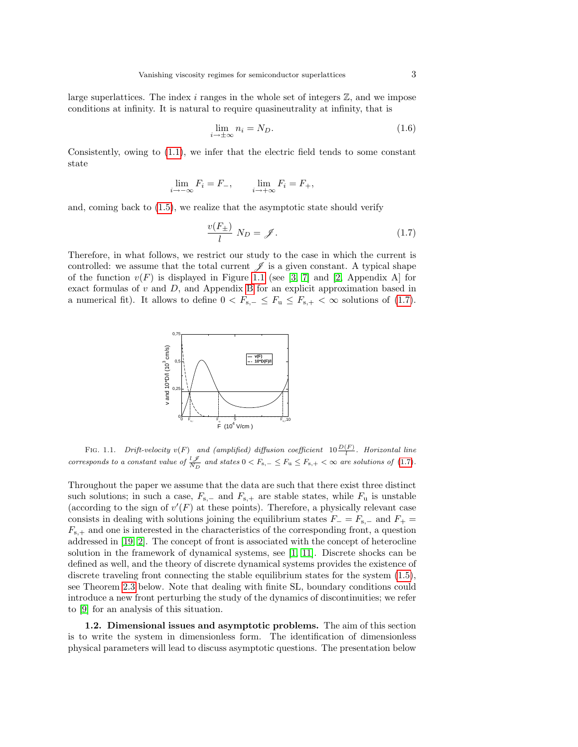large superlattices. The index $i$ ranges in the whole set of integers $\mathbb{Z}$, and we impose conditions at infinity. It is natural to require quasineutrality at infinity, that is

$$\lim_{i\to\pm\infty} n_i = N_D. \tag{1.6}$$

Consistently, owing to (1.1), we infer that the electric field tends to some constant state

$$\lim_{i\to-\infty} F_i = F_-, \qquad \lim_{i\to+\infty} F_i = F_+,$$

and, coming back to (1.5), we realize that the asymptotic state should verify

$$\frac{v(F_\pm)}{l}\; N_D = \mathscr{J}. \tag{1.7}$$

Therefore, in what follows, we restrict our study to the case in which the current is controlled: we assume that the total current $\mathscr{J}$ is a given constant. A typical shape of the function $v(F)$ is displayed in Figure 1.1 (see [3, 7] and [2, Appendix A] for exact formulas of $v$ and $D$, and Appendix B for an explicit approximation based in a numerical fit). It allows to define $0 < F_{\mathrm{s},-} \leq F_{\mathrm{u}} \leq F_{\mathrm{s},+} < \infty$ solutions of (1.7).

FIG. 1.1. *Drift-velocity $v(F)$ and (amplified) diffusion coefficient $10\frac{D(F)}{l}$. Horizontal line corresponds to a constant value of $\frac{l\mathscr{J}}{N_D}$ and states $0 < F_{\mathrm{s},-} \leq F_{\mathrm{u}} \leq F_{\mathrm{s},+} < \infty$ are solutions of* (1.7).

Throughout the paper we assume that the data are such that there exist three distinct such solutions; in such a case, $F_{\mathrm{s},-}$ and $F_{\mathrm{s},+}$ are stable states, while $F_{\mathrm{u}}$ is unstable (according to the sign of $v'(F)$ at these points). Therefore, a physically relevant case consists in dealing with solutions joining the equilibrium states $F_- = F_{\mathrm{s},-}$ and $F_+ = F_{\mathrm{s},+}$ and one is interested in the characteristics of the corresponding front, a question addressed in [19, 2]. The concept of front is associated with the concept of heterocline solution in the framework of dynamical systems, see [1, 11]. Discrete shocks can be defined as well, and the theory of discrete dynamical systems provides the existence of discrete traveling front connecting the stable equilibrium states for the system (1.5), see Theorem 2.3 below. Note that dealing with finite SL, boundary conditions could introduce a new front perturbing the study of the dynamics of discontinuities; we refer to [9] for an analysis of this situation.

**1.2. Dimensional issues and asymptotic problems.** The aim of this section is to write the system in dimensionless form. The identification of dimensionless physical parameters will lead to discuss asymptotic questions. The presentation below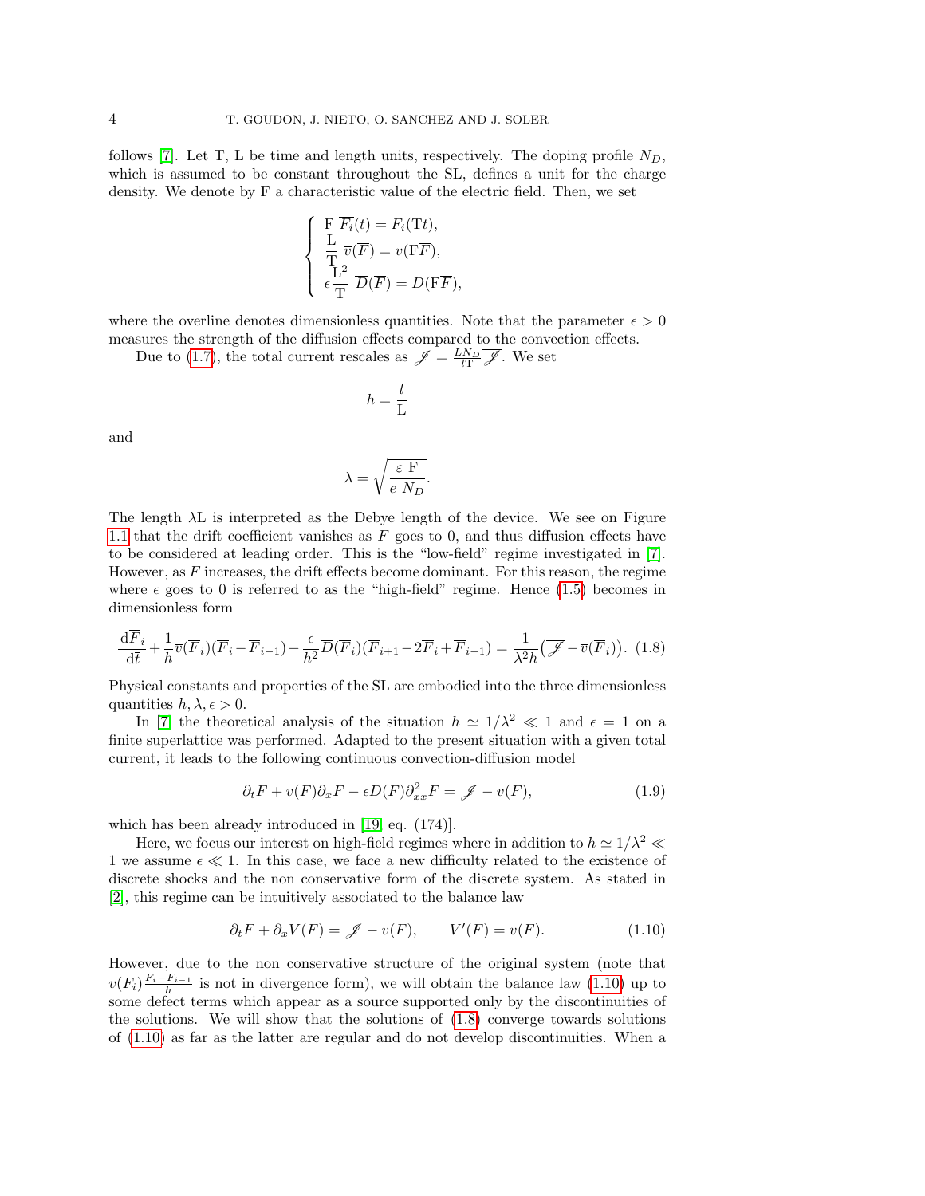follows [7]. Let T, L be time and length units, respectively. The doping profile $N_D$, which is assumed to be constant throughout the SL, defines a unit for the charge density. We denote by F a characteristic value of the electric field. Then, we set

$$\left\{ \begin{array}{l} \mathrm{F}\ \overline{F_i}(\bar{t}) = F_i(\mathrm{T}\bar{t}), \\ \dfrac{\mathrm{L}}{\mathrm{T}}\ \overline{v}(\overline{F}) = v(\mathrm{F}\overline{F}), \\ \epsilon \dfrac{\mathrm{L}^2}{\mathrm{T}}\ \overline{D}(\overline{F}) = D(\mathrm{F}\overline{F}), \end{array} \right.$$

where the overline denotes dimensionless quantities. Note that the parameter $\epsilon > 0$ measures the strength of the diffusion effects compared to the convection effects.

Due to (1.7), the total current rescales as $\mathscr{J} = \frac{L N_D}{l \mathrm{T}} \overline{\mathscr{J}}$. We set

$$h = \frac{l}{\mathrm{L}}$$

and

$$\lambda = \sqrt{\frac{\varepsilon\ \mathrm{F}}{e\ N_D}}.$$

The length $\lambda \mathrm{L}$ is interpreted as the Debye length of the device. We see on Figure 1.1 that the drift coefficient vanishes as $F$ goes to 0, and thus diffusion effects have to be considered at leading order. This is the "low-field" regime investigated in [7]. However, as $F$ increases, the drift effects become dominant. For this reason, the regime where $\epsilon$ goes to 0 is referred to as the "high-field" regime. Hence (1.5) becomes in dimensionless form

$$\frac{\mathrm{d}\overline{F}_i}{\mathrm{d}\bar{t}} + \frac{1}{h}\overline{v}(\overline{F}_i)(\overline{F}_i - \overline{F}_{i-1}) - \frac{\epsilon}{h^2}\overline{D}(\overline{F}_i)(\overline{F}_{i+1} - 2\overline{F}_i + \overline{F}_{i-1}) = \frac{1}{\lambda^2 h}\big(\overline{\mathscr{J}} - \overline{v}(\overline{F}_i)\big). \quad (1.8)$$

Physical constants and properties of the SL are embodied into the three dimensionless quantities $h, \lambda, \epsilon > 0$.

In [7] the theoretical analysis of the situation $h \simeq 1/\lambda^2 \ll 1$ and $\epsilon = 1$ on a finite superlattice was performed. Adapted to the present situation with a given total current, it leads to the following continuous convection-diffusion model

$$\partial_t F + v(F)\partial_x F - \epsilon D(F)\partial^2_{xx} F = \mathscr{J} - v(F), \quad (1.9)$$

which has been already introduced in [19, eq. (174)].

Here, we focus our interest on high-field regimes where in addition to $h \simeq 1/\lambda^2 \ll 1$ we assume $\epsilon \ll 1$. In this case, we face a new difficulty related to the existence of discrete shocks and the non conservative form of the discrete system. As stated in [2], this regime can be intuitively associated to the balance law

$$\partial_t F + \partial_x V(F) = \mathscr{J} - v(F), \qquad V'(F) = v(F). \quad (1.10)$$

However, due to the non conservative structure of the original system (note that $v(F_i)\frac{F_i - F_{i-1}}{h}$ is not in divergence form), we will obtain the balance law (1.10) up to some defect terms which appear as a source supported only by the discontinuities of the solutions. We will show that the solutions of (1.8) converge towards solutions of (1.10) as far as the latter are regular and do not develop discontinuities. When a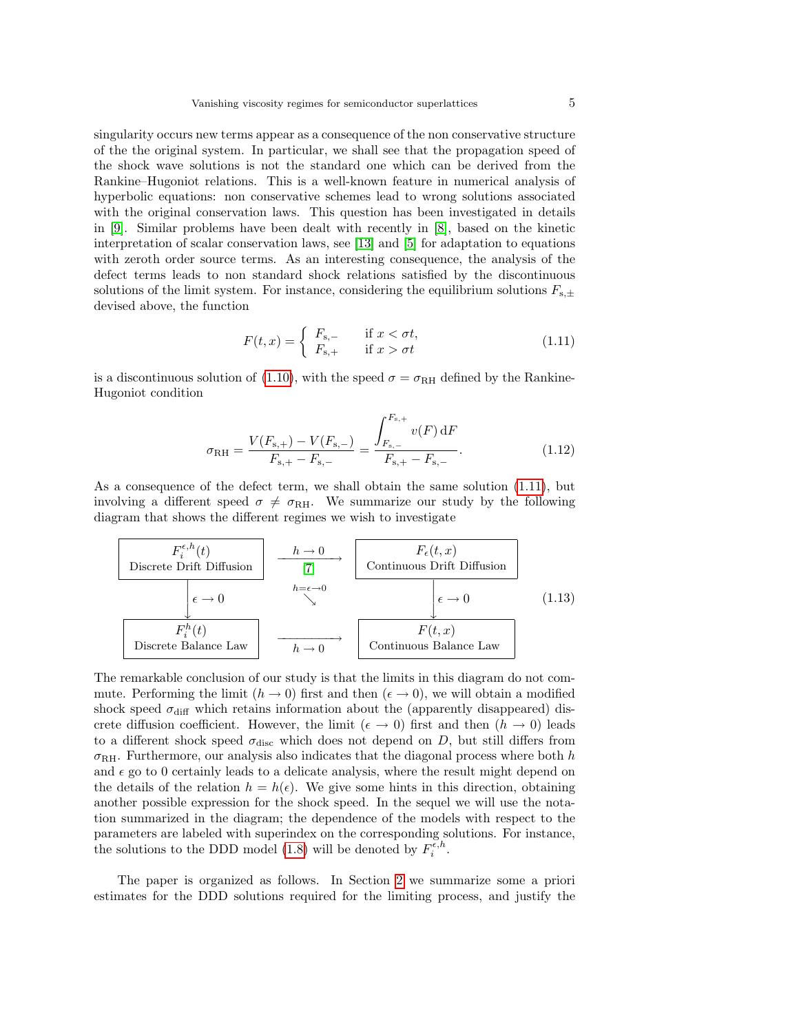singularity occurs new terms appear as a consequence of the non conservative structure of the the original system. In particular, we shall see that the propagation speed of the shock wave solutions is not the standard one which can be derived from the Rankine–Hugoniot relations. This is a well-known feature in numerical analysis of hyperbolic equations: non conservative schemes lead to wrong solutions associated with the original conservation laws. This question has been investigated in details in [9]. Similar problems have been dealt with recently in [8], based on the kinetic interpretation of scalar conservation laws, see [13] and [5] for adaptation to equations with zeroth order source terms. As an interesting consequence, the analysis of the defect terms leads to non standard shock relations satisfied by the discontinuous solutions of the limit system. For instance, considering the equilibrium solutions $F_{\mathrm{s},\pm}$ devised above, the function

$$F(t,x) = \begin{cases} F_{\mathrm{s},-} & \text{if } x < \sigma t, \\ F_{\mathrm{s},+} & \text{if } x > \sigma t \end{cases} \tag{1.11}$$

is a discontinuous solution of (1.10), with the speed $\sigma = \sigma_{\mathrm{RH}}$ defined by the Rankine-Hugoniot condition

$$\sigma_{\mathrm{RH}} = \frac{V(F_{\mathrm{s},+}) - V(F_{\mathrm{s},-})}{F_{\mathrm{s},+} - F_{\mathrm{s},-}} = \frac{\displaystyle\int_{F_{\mathrm{s},-}}^{F_{\mathrm{s},+}} v(F)\,\mathrm{d}F}{F_{\mathrm{s},+} - F_{\mathrm{s},-}}. \tag{1.12}$$

As a consequence of the defect term, we shall obtain the same solution (1.11), but involving a different speed $\sigma \neq \sigma_{\mathrm{RH}}$. We summarize our study by the following diagram that shows the different regimes we wish to investigate

$$\begin{array}{ccc}
\boxed{\begin{array}{c} F_i^{\epsilon,h}(t) \\ \text{Discrete Drift Diffusion} \end{array}} & \xrightarrow[\text{[7]}]{h \to 0} & \boxed{\begin{array}{c} F_\epsilon(t,x) \\ \text{Continuous Drift Diffusion} \end{array}} \\
\Big\downarrow \epsilon \to 0 & \overset{h=\epsilon\to 0}{\searrow} & \Big\downarrow \epsilon \to 0 \\
\boxed{\begin{array}{c} F_i^{h}(t) \\ \text{Discrete Balance Law} \end{array}} & \xrightarrow[h \to 0]{} & \boxed{\begin{array}{c} F(t,x) \\ \text{Continuous Balance Law} \end{array}}
\end{array} \tag{1.13}$$

The remarkable conclusion of our study is that the limits in this diagram do not commute. Performing the limit ($h \to 0$) first and then ($\epsilon \to 0$), we will obtain a modified shock speed $\sigma_{\mathrm{diff}}$ which retains information about the (apparently disappeared) discrete diffusion coefficient. However, the limit ($\epsilon \to 0$) first and then ($h \to 0$) leads to a different shock speed $\sigma_{\mathrm{disc}}$ which does not depend on $D$, but still differs from $\sigma_{\mathrm{RH}}$. Furthermore, our analysis also indicates that the diagonal process where both $h$ and $\epsilon$ go to 0 certainly leads to a delicate analysis, where the result might depend on the details of the relation $h = h(\epsilon)$. We give some hints in this direction, obtaining another possible expression for the shock speed. In the sequel we will use the notation summarized in the diagram; the dependence of the models with respect to the parameters are labeled with superindex on the corresponding solutions. For instance, the solutions to the DDD model (1.8) will be denoted by $F_i^{\epsilon,h}$.

The paper is organized as follows. In Section 2 we summarize some a priori estimates for the DDD solutions required for the limiting process, and justify the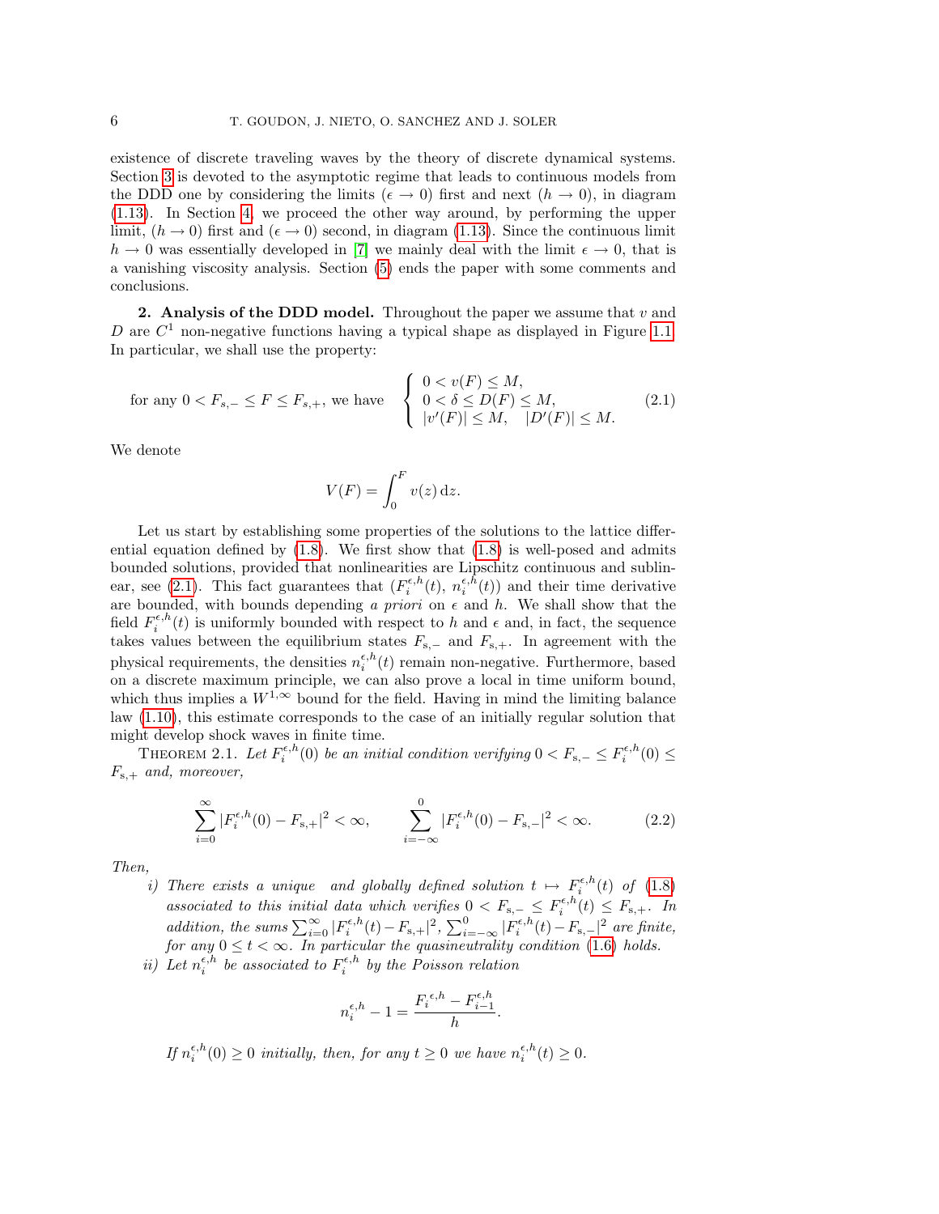existence of discrete traveling waves by the theory of discrete dynamical systems. Section 3 is devoted to the asymptotic regime that leads to continuous models from the DDD one by considering the limits ($\epsilon \to 0$) first and next ($h \to 0$), in diagram (1.13). In Section 4, we proceed the other way around, by performing the upper limit, ($h \to 0$) first and ($\epsilon \to 0$) second, in diagram (1.13). Since the continuous limit $h \to 0$ was essentially developed in [7] we mainly deal with the limit $\epsilon \to 0$, that is a vanishing viscosity analysis. Section (5) ends the paper with some comments and conclusions.

**2. Analysis of the DDD model.** Throughout the paper we assume that $v$ and $D$ are $C^1$ non-negative functions having a typical shape as displayed in Figure 1.1. In particular, we shall use the property:

$$\text{for any } 0 < F_{s,-} \le F \le F_{s,+}, \text{ we have } \quad \begin{cases} 0 < v(F) \le M, \\ 0 < \delta \le D(F) \le M, \\ |v'(F)| \le M, \quad |D'(F)| \le M. \end{cases} \tag{2.1}$$

We denote

$$V(F) = \int_0^F v(z)\,\mathrm{d}z.$$

Let us start by establishing some properties of the solutions to the lattice differential equation defined by (1.8). We first show that (1.8) is well-posed and admits bounded solutions, provided that nonlinearities are Lipschitz continuous and sublinear, see (2.1). This fact guarantees that ($F_i^{\epsilon,h}(t)$, $n_i^{\epsilon,h}(t)$) and their time derivative are bounded, with bounds depending *a priori* on $\epsilon$ and $h$. We shall show that the field $F_i^{\epsilon,h}(t)$ is uniformly bounded with respect to $h$ and $\epsilon$ and, in fact, the sequence takes values between the equilibrium states $F_{\mathrm{s},-}$ and $F_{\mathrm{s},+}$. In agreement with the physical requirements, the densities $n_i^{\epsilon,h}(t)$ remain non-negative. Furthermore, based on a discrete maximum principle, we can also prove a local in time uniform bound, which thus implies a $W^{1,\infty}$ bound for the field. Having in mind the limiting balance law (1.10), this estimate corresponds to the case of an initially regular solution that might develop shock waves in finite time.

Theorem 2.1. *Let $F_i^{\epsilon,h}(0)$ be an initial condition verifying $0 < F_{\mathrm{s},-} \le F_i^{\epsilon,h}(0) \le F_{\mathrm{s},+}$ and, moreover,*

$$\sum_{i=0}^{\infty} |F_i^{\epsilon,h}(0) - F_{\mathrm{s},+}|^2 < \infty, \qquad \sum_{i=-\infty}^{0} |F_i^{\epsilon,h}(0) - F_{\mathrm{s},-}|^2 < \infty. \tag{2.2}$$

*Then,*

*i) There exists a unique and globally defined solution $t \mapsto F_i^{\epsilon,h}(t)$ of (1.8) associated to this initial data which verifies $0 < F_{\mathrm{s},-} \le F_i^{\epsilon,h}(t) \le F_{\mathrm{s},+}$. In addition, the sums $\sum_{i=0}^{\infty} |F_i^{\epsilon,h}(t) - F_{\mathrm{s},+}|^2$, $\sum_{i=-\infty}^{0} |F_i^{\epsilon,h}(t) - F_{\mathrm{s},-}|^2$ are finite, for any $0 \le t < \infty$. In particular the quasineutrality condition (1.6) holds.*

*ii) Let $n_i^{\epsilon,h}$ be associated to $F_i^{\epsilon,h}$ by the Poisson relation*

$$n_i^{\epsilon,h} - 1 = \frac{F_i^{\epsilon,h} - F_{i-1}^{\epsilon,h}}{h}.$$

*If $n_i^{\epsilon,h}(0) \ge 0$ initially, then, for any $t \ge 0$ we have $n_i^{\epsilon,h}(t) \ge 0$.*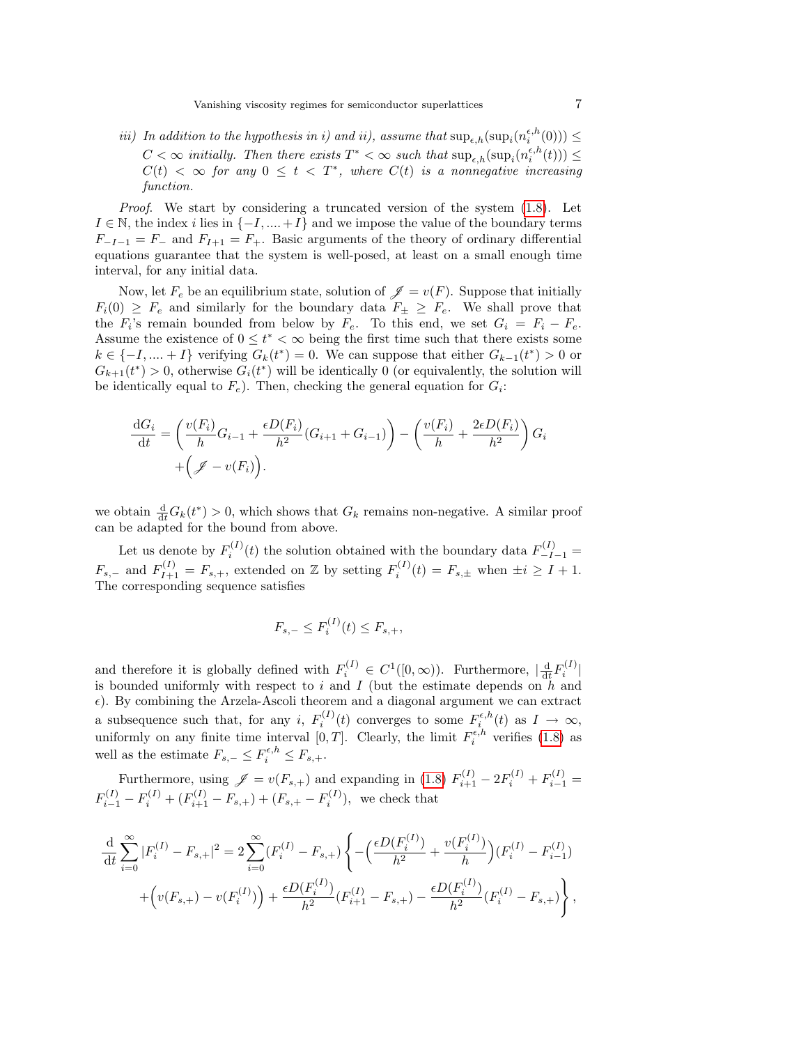*iii) In addition to the hypothesis in i) and ii), assume that $\sup_{\epsilon,h}(\sup_i(n_i^{\epsilon,h}(0))) \leq C < \infty$ initially. Then there exists $T^* < \infty$ such that $\sup_{\epsilon,h}(\sup_i(n_i^{\epsilon,h}(t))) \leq C(t) < \infty$ for any $0 \leq t < T^*$, where $C(t)$ is a nonnegative increasing function.*

*Proof.* We start by considering a truncated version of the system (1.8). Let $I \in \mathbb{N}$, the index $i$ lies in $\{-I, ...., +I\}$ and we impose the value of the boundary terms $F_{-I-1} = F_-$ and $F_{I+1} = F_+$. Basic arguments of the theory of ordinary differential equations guarantee that the system is well-posed, at least on a small enough time interval, for any initial data.

Now, let $F_e$ be an equilibrium state, solution of $\mathscr{J} = v(F)$. Suppose that initially $F_i(0) \geq F_e$ and similarly for the boundary data $F_\pm \geq F_e$. We shall prove that the $F_i$'s remain bounded from below by $F_e$. To this end, we set $G_i = F_i - F_e$. Assume the existence of $0 \leq t^* < \infty$ being the first time such that there exists some $k \in \{-I, ...., +I\}$ verifying $G_k(t^*) = 0$. We can suppose that either $G_{k-1}(t^*) > 0$ or $G_{k+1}(t^*) > 0$, otherwise $G_i(t^*)$ will be identically 0 (or equivalently, the solution will be identically equal to $F_e$). Then, checking the general equation for $G_i$:

$$\frac{\mathrm{d}G_i}{\mathrm{d}t} = \left(\frac{v(F_i)}{h}G_{i-1} + \frac{\epsilon D(F_i)}{h^2}(G_{i+1} + G_{i-1})\right) - \left(\frac{v(F_i)}{h} + \frac{2\epsilon D(F_i)}{h^2}\right)G_i$$
$$+\Big(\mathscr{J} - v(F_i)\Big).$$

we obtain $\frac{\mathrm{d}}{\mathrm{d}t}G_k(t^*) > 0$, which shows that $G_k$ remains non-negative. A similar proof can be adapted for the bound from above.

Let us denote by $F_i^{(I)}(t)$ the solution obtained with the boundary data $F_{-I-1}^{(I)} = F_{s,-}$ and $F_{I+1}^{(I)} = F_{s,+}$, extended on $\mathbb{Z}$ by setting $F_i^{(I)}(t) = F_{s,\pm}$ when $\pm i \geq I+1$. The corresponding sequence satisfies

$$F_{s,-} \leq F_i^{(I)}(t) \leq F_{s,+},$$

and therefore it is globally defined with $F_i^{(I)} \in C^1([0,\infty))$. Furthermore, $|\frac{\mathrm{d}}{\mathrm{d}t}F_i^{(I)}|$ is bounded uniformly with respect to $i$ and $I$ (but the estimate depends on $h$ and $\epsilon$). By combining the Arzela-Ascoli theorem and a diagonal argument we can extract a subsequence such that, for any $i$, $F_i^{(I)}(t)$ converges to some $F_i^{\epsilon,h}(t)$ as $I \to \infty$, uniformly on any finite time interval $[0,T]$. Clearly, the limit $F_i^{\epsilon,h}$ verifies (1.8) as well as the estimate $F_{s,-} \leq F_i^{\epsilon,h} \leq F_{s,+}$.

Furthermore, using $\mathscr{J} = v(F_{s,+})$ and expanding in (1.8) $F_{i+1}^{(I)} - 2F_i^{(I)} + F_{i-1}^{(I)} = F_{i-1}^{(I)} - F_i^{(I)} + (F_{i+1}^{(I)} - F_{s,+}) + (F_{s,+} - F_i^{(I)})$, we check that

$$\frac{\mathrm{d}}{\mathrm{d}t}\sum_{i=0}^{\infty}|F_i^{(I)} - F_{s,+}|^2 = 2\sum_{i=0}^{\infty}(F_i^{(I)} - F_{s,+})\left\{-\Big(\frac{\epsilon D(F_i^{(I)})}{h^2} + \frac{v(F_i^{(I)})}{h}\Big)(F_i^{(I)} - F_{i-1}^{(I)})\right.$$
$$\left.+\Big(v(F_{s,+}) - v(F_i^{(I)})\Big) + \frac{\epsilon D(F_i^{(I)})}{h^2}(F_{i+1}^{(I)} - F_{s,+}) - \frac{\epsilon D(F_i^{(I)})}{h^2}(F_i^{(I)} - F_{s,+})\right\},$$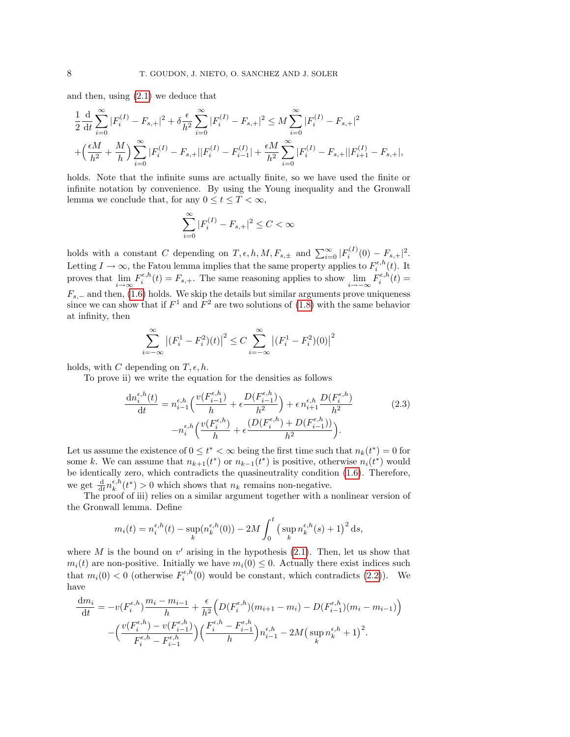and then, using (2.1) we deduce that

$$\frac{1}{2}\frac{\mathrm{d}}{\mathrm{d}t}\sum_{i=0}^{\infty}|F_i^{(I)}-F_{s,+}|^2+\delta\frac{\epsilon}{h^2}\sum_{i=0}^{\infty}|F_i^{(I)}-F_{s,+}|^2\le M\sum_{i=0}^{\infty}|F_i^{(I)}-F_{s,+}|^2$$
$$+\Big(\frac{\epsilon M}{h^2}+\frac{M}{h}\Big)\sum_{i=0}^{\infty}|F_i^{(I)}-F_{s,+}||F_i^{(I)}-F_{i-1}^{(I)}|+\frac{\epsilon M}{h^2}\sum_{i=0}^{\infty}|F_i^{(I)}-F_{s,+}||F_{i+1}^{(I)}-F_{s,+}|,$$

holds. Note that the infinite sums are actually finite, so we have used the finite or infinite notation by convenience. By using the Young inequality and the Gronwall lemma we conclude that, for any $0\le t\le T<\infty$,

$$\sum_{i=0}^{\infty}|F_i^{(I)}-F_{s,+}|^2\le C<\infty$$

holds with a constant $C$ depending on $T,\epsilon,h,M,F_{s,\pm}$ and $\sum_{i=0}^{\infty}|F_i^{(I)}(0)-F_{s,+}|^2$. Letting $I\to\infty$, the Fatou lemma implies that the same property applies to $F_i^{\epsilon,h}(t)$. It proves that $\lim_{i\to\infty}F_i^{\epsilon,h}(t)=F_{s,+}$. The same reasoning applies to show $\lim_{i\to-\infty}F_i^{\epsilon,h}(t)=F_{s,-}$ and then, (1.6) holds. We skip the details but similar arguments prove uniqueness since we can show that if $F^1$ and $F^2$ are two solutions of (1.8) with the same behavior at infinity, then

$$\sum_{i=-\infty}^{\infty}\big|(F_i^1-F_i^2)(t)\big|^2\le C\sum_{i=-\infty}^{\infty}\big|(F_i^1-F_i^2)(0)\big|^2$$

holds, with $C$ depending on $T,\epsilon,h$.

To prove ii) we write the equation for the densities as follows

$$\begin{aligned}\frac{\mathrm{d}n_i^{\epsilon,h}(t)}{\mathrm{d}t}&=n_{i-1}^{\epsilon,h}\Big(\frac{v(F_{i-1}^{\epsilon,h})}{h}+\epsilon\frac{D(F_{i-1}^{\epsilon,h})}{h^2}\Big)+\epsilon\, n_{i+1}^{\epsilon,h}\frac{D(F_i^{\epsilon,h})}{h^2}\\&\quad-n_i^{\epsilon,h}\Big(\frac{v(F_i^{\epsilon,h})}{h}+\epsilon\frac{(D(F_i^{\epsilon,h})+D(F_{i-1}^{\epsilon,h}))}{h^2}\Big).\end{aligned}\tag{2.3}$$

Let us assume the existence of $0\le t^*<\infty$ being the first time such that $n_k(t^*)=0$ for some $k$. We can assume that $n_{k+1}(t^*)$ or $n_{k-1}(t^*)$ is positive, otherwise $n_i(t^*)$ would be identically zero, which contradicts the quasineutrality condition (1.6). Therefore, we get $\frac{\mathrm{d}}{\mathrm{d}t}n_k^{\epsilon,h}(t^*)>0$ which shows that $n_k$ remains non-negative.

The proof of iii) relies on a similar argument together with a nonlinear version of the Gronwall lemma. Define

$$m_i(t)=n_i^{\epsilon,h}(t)-\sup_k(n_k^{\epsilon,h}(0))-2M\int_0^t\big(\sup_k n_k^{\epsilon,h}(s)+1\big)^2\,\mathrm{d}s,$$

where $M$ is the bound on $v'$ arising in the hypothesis (2.1). Then, let us show that $m_i(t)$ are non-positive. Initially we have $m_i(0)\le 0$. Actually there exist indices such that $m_i(0)<0$ (otherwise $F_i^{\epsilon,h}(0)$ would be constant, which contradicts (2.2)). We have

$$\begin{aligned}\frac{\mathrm{d}m_i}{\mathrm{d}t}&=-v(F_i^{\epsilon,h})\frac{m_i-m_{i-1}}{h}+\frac{\epsilon}{h^2}\Big(D(F_i^{\epsilon,h})(m_{i+1}-m_i)-D(F_{i-1}^{\epsilon,h})(m_i-m_{i-1})\Big)\\&\quad-\Big(\frac{v(F_i^{\epsilon,h})-v(F_{i-1}^{\epsilon,h})}{F_i^{\epsilon,h}-F_{i-1}^{\epsilon,h}}\Big)\Big(\frac{F_i^{\epsilon,h}-F_{i-1}^{\epsilon,h}}{h}\Big)n_{i-1}^{\epsilon,h}-2M\big(\sup_k n_k^{\epsilon,h}+1\big)^2.\end{aligned}$$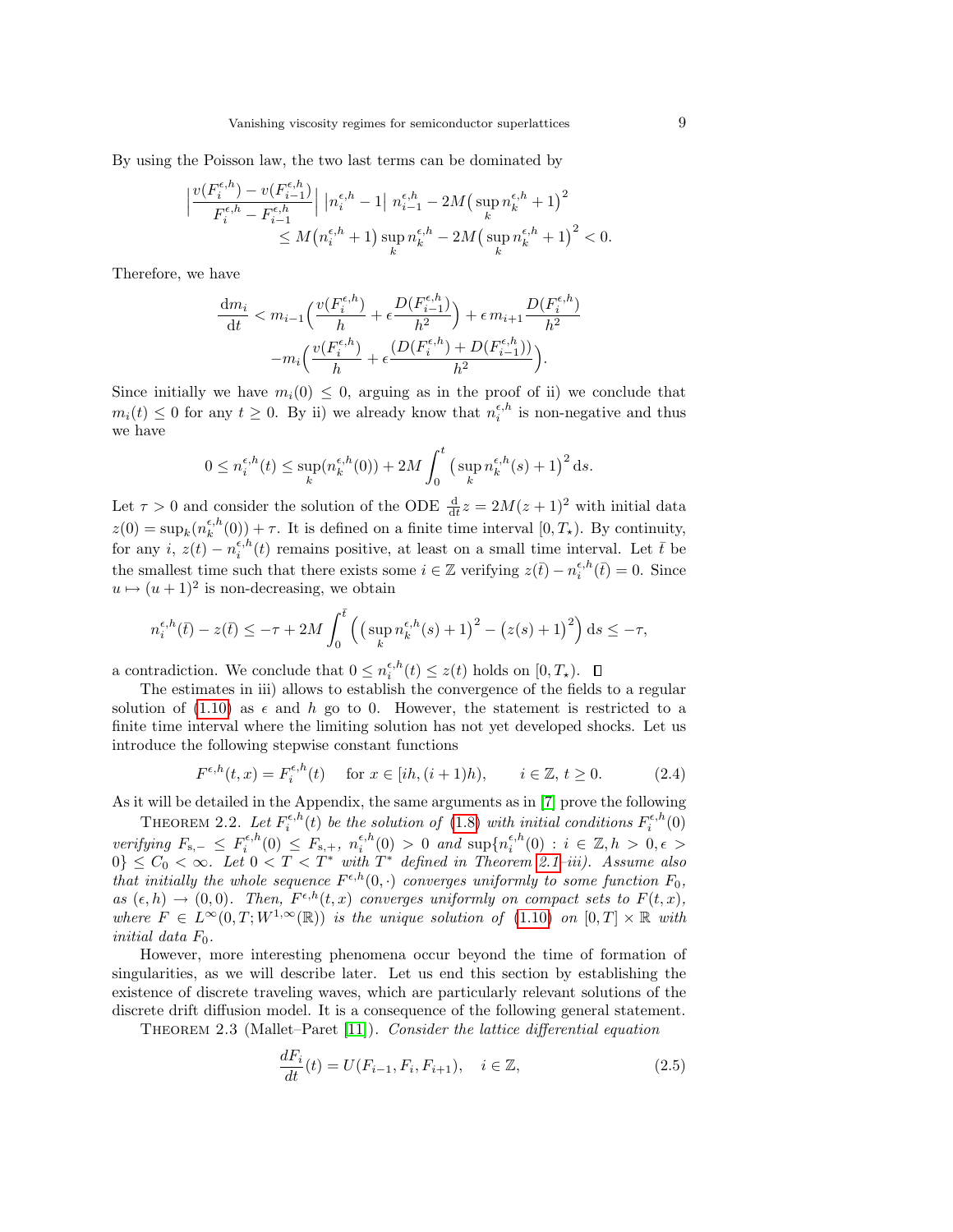By using the Poisson law, the two last terms can be dominated by

$$\Big|\frac{v(F_i^{\epsilon,h}) - v(F_{i-1}^{\epsilon,h})}{F_i^{\epsilon,h} - F_{i-1}^{\epsilon,h}}\Big| \, \big|n_i^{\epsilon,h} - 1\big| \; n_{i-1}^{\epsilon,h} - 2M\big(\sup_k n_k^{\epsilon,h} + 1\big)^2$$
$$\leq M\big(n_i^{\epsilon,h} + 1\big)\sup_k n_k^{\epsilon,h} - 2M\big(\sup_k n_k^{\epsilon,h} + 1\big)^2 < 0.$$

Therefore, we have

$$\frac{\mathrm{d}m_i}{\mathrm{d}t} < m_{i-1}\Big(\frac{v(F_i^{\epsilon,h})}{h} + \epsilon\frac{D(F_{i-1}^{\epsilon,h})}{h^2}\Big) + \epsilon\, m_{i+1}\frac{D(F_i^{\epsilon,h})}{h^2}$$
$$-m_i\Big(\frac{v(F_i^{\epsilon,h})}{h} + \epsilon\frac{(D(F_i^{\epsilon,h}) + D(F_{i-1}^{\epsilon,h}))}{h^2}\Big).$$

Since initially we have $m_i(0) \leq 0$, arguing as in the proof of ii) we conclude that $m_i(t) \leq 0$ for any $t \geq 0$. By ii) we already know that $n_i^{\epsilon,h}$ is non-negative and thus we have

$$0 \leq n_i^{\epsilon,h}(t) \leq \sup_k(n_k^{\epsilon,h}(0)) + 2M\int_0^t \big(\sup_k n_k^{\epsilon,h}(s) + 1\big)^2\,\mathrm{d}s.$$

Let $\tau > 0$ and consider the solution of the ODE $\frac{\mathrm{d}}{\mathrm{d}t}z = 2M(z+1)^2$ with initial data $z(0) = \sup_k(n_k^{\epsilon,h}(0)) + \tau$. It is defined on a finite time interval $[0, T_\star)$. By continuity, for any $i$, $z(t) - n_i^{\epsilon,h}(t)$ remains positive, at least on a small time interval. Let $\bar{t}$ be the smallest time such that there exists some $i \in \mathbb{Z}$ verifying $z(\bar{t}) - n_i^{\epsilon,h}(\bar{t}) = 0$. Since $u \mapsto (u+1)^2$ is non-decreasing, we obtain

$$n_i^{\epsilon,h}(\bar{t}) - z(\bar{t}) \leq -\tau + 2M\int_0^{\bar{t}} \Big(\big(\sup_k n_k^{\epsilon,h}(s) + 1\big)^2 - \big(z(s)+1\big)^2\Big)\,\mathrm{d}s \leq -\tau,$$

a contradiction. We conclude that $0 \leq n_i^{\epsilon,h}(t) \leq z(t)$ holds on $[0, T_\star)$. □

The estimates in iii) allows to establish the convergence of the fields to a regular solution of (1.10) as $\epsilon$ and $h$ go to 0. However, the statement is restricted to a finite time interval where the limiting solution has not yet developed shocks. Let us introduce the following stepwise constant functions

$$F^{\epsilon,h}(t,x) = F_i^{\epsilon,h}(t) \quad \text{for } x \in [ih, (i+1)h), \qquad i \in \mathbb{Z},\ t \geq 0. \tag{2.4}$$

As it will be detailed in the Appendix, the same arguments as in [7] prove the following

Theorem 2.2. *Let $F_i^{\epsilon,h}(t)$ be the solution of (1.8) with initial conditions $F_i^{\epsilon,h}(0)$ verifying $F_{s,-} \leq F_i^{\epsilon,h}(0) \leq F_{s,+}$, $n_i^{\epsilon,h}(0) > 0$ and $\sup\{n_i^{\epsilon,h}(0) : i \in \mathbb{Z}, h > 0, \epsilon > 0\} \leq C_0 < \infty$. Let $0 < T < T^*$ with $T^*$ defined in Theorem 2.1–iii). Assume also that initially the whole sequence $F^{\epsilon,h}(0,\cdot)$ converges uniformly to some function $F_0$, as $(\epsilon, h) \to (0,0)$. Then, $F^{\epsilon,h}(t,x)$ converges uniformly on compact sets to $F(t,x)$, where $F \in L^\infty(0,T; W^{1,\infty}(\mathbb{R}))$ is the unique solution of (1.10) on $[0,T] \times \mathbb{R}$ with initial data $F_0$.*

However, more interesting phenomena occur beyond the time of formation of singularities, as we will describe later. Let us end this section by establishing the existence of discrete traveling waves, which are particularly relevant solutions of the discrete drift diffusion model. It is a consequence of the following general statement.

Theorem 2.3 (Mallet–Paret [11]). *Consider the lattice differential equation*

$$\frac{dF_i}{dt}(t) = U(F_{i-1}, F_i, F_{i+1}), \quad i \in \mathbb{Z}, \tag{2.5}$$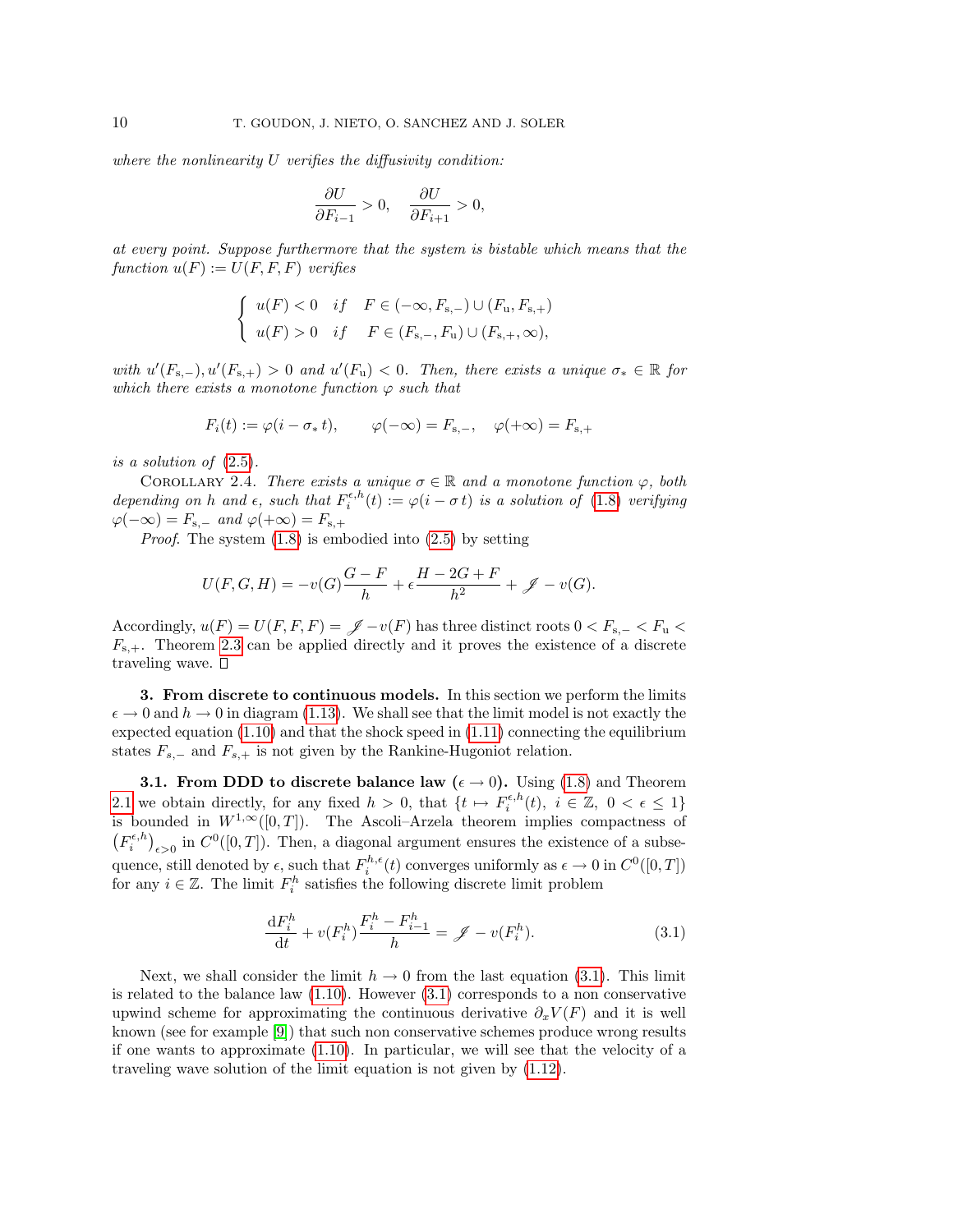*where the nonlinearity $U$ verifies the diffusivity condition:*

$$\frac{\partial U}{\partial F_{i-1}} > 0, \quad \frac{\partial U}{\partial F_{i+1}} > 0,$$

*at every point. Suppose furthermore that the system is bistable which means that the function $u(F) := U(F, F, F)$ verifies*

$$\begin{cases} u(F) < 0 & \text{if} \quad F \in (-\infty, F_{\mathrm{s},-}) \cup (F_{\mathrm{u}}, F_{\mathrm{s},+}) \\ u(F) > 0 & \text{if} \quad F \in (F_{\mathrm{s},-}, F_{\mathrm{u}}) \cup (F_{\mathrm{s},+}, \infty), \end{cases}$$

*with $u'(F_{\mathrm{s},-}), u'(F_{\mathrm{s},+}) > 0$ and $u'(F_{\mathrm{u}}) < 0$. Then, there exists a unique $\sigma_* \in \mathbb{R}$ for which there exists a monotone function $\varphi$ such that*

$$F_i(t) := \varphi(i - \sigma_* t), \qquad \varphi(-\infty) = F_{\mathrm{s},-}, \quad \varphi(+\infty) = F_{\mathrm{s},+}$$

*is a solution of (2.5).*

Corollary 2.4. *There exists a unique $\sigma \in \mathbb{R}$ and a monotone function $\varphi$, both depending on $h$ and $\epsilon$, such that $F_i^{\epsilon,h}(t) := \varphi(i - \sigma t)$ is a solution of (1.8) verifying $\varphi(-\infty) = F_{\mathrm{s},-}$ and $\varphi(+\infty) = F_{\mathrm{s},+}$*

*Proof.* The system (1.8) is embodied into (2.5) by setting

$$U(F, G, H) = -v(G)\frac{G - F}{h} + \epsilon \frac{H - 2G + F}{h^2} + \mathscr{J} - v(G).$$

Accordingly, $u(F) = U(F, F, F) = \mathscr{J} - v(F)$ has three distinct roots $0 < F_{\mathrm{s},-} < F_{\mathrm{u}} < F_{\mathrm{s},+}$. Theorem 2.3 can be applied directly and it proves the existence of a discrete traveling wave. □

## 3. From discrete to continuous models.

In this section we perform the limits $\epsilon \to 0$ and $h \to 0$ in diagram (1.13). We shall see that the limit model is not exactly the expected equation (1.10) and that the shock speed in (1.11) connecting the equilibrium states $F_{s,-}$ and $F_{s,+}$ is not given by the Rankine-Hugoniot relation.

### 3.1. From DDD to discrete balance law ($\epsilon \to 0$).

Using (1.8) and Theorem 2.1 we obtain directly, for any fixed $h > 0$, that $\{t \mapsto F_i^{\epsilon,h}(t),\ i \in \mathbb{Z},\ 0 < \epsilon \leq 1\}$ is bounded in $W^{1,\infty}([0,T])$. The Ascoli–Arzela theorem implies compactness of $\left(F_i^{\epsilon,h}\right)_{\epsilon > 0}$ in $C^0([0,T])$. Then, a diagonal argument ensures the existence of a subsequence, still denoted by $\epsilon$, such that $F_i^{h,\epsilon}(t)$ converges uniformly as $\epsilon \to 0$ in $C^0([0,T])$ for any $i \in \mathbb{Z}$. The limit $F_i^h$ satisfies the following discrete limit problem

$$\frac{\mathrm{d}F_i^h}{\mathrm{d}t} + v(F_i^h)\frac{F_i^h - F_{i-1}^h}{h} = \mathscr{J} - v(F_i^h). \tag{3.1}$$

Next, we shall consider the limit $h \to 0$ from the last equation (3.1). This limit is related to the balance law (1.10). However (3.1) corresponds to a non conservative upwind scheme for approximating the continuous derivative $\partial_x V(F)$ and it is well known (see for example [9]) that such non conservative schemes produce wrong results if one wants to approximate (1.10). In particular, we will see that the velocity of a traveling wave solution of the limit equation is not given by (1.12).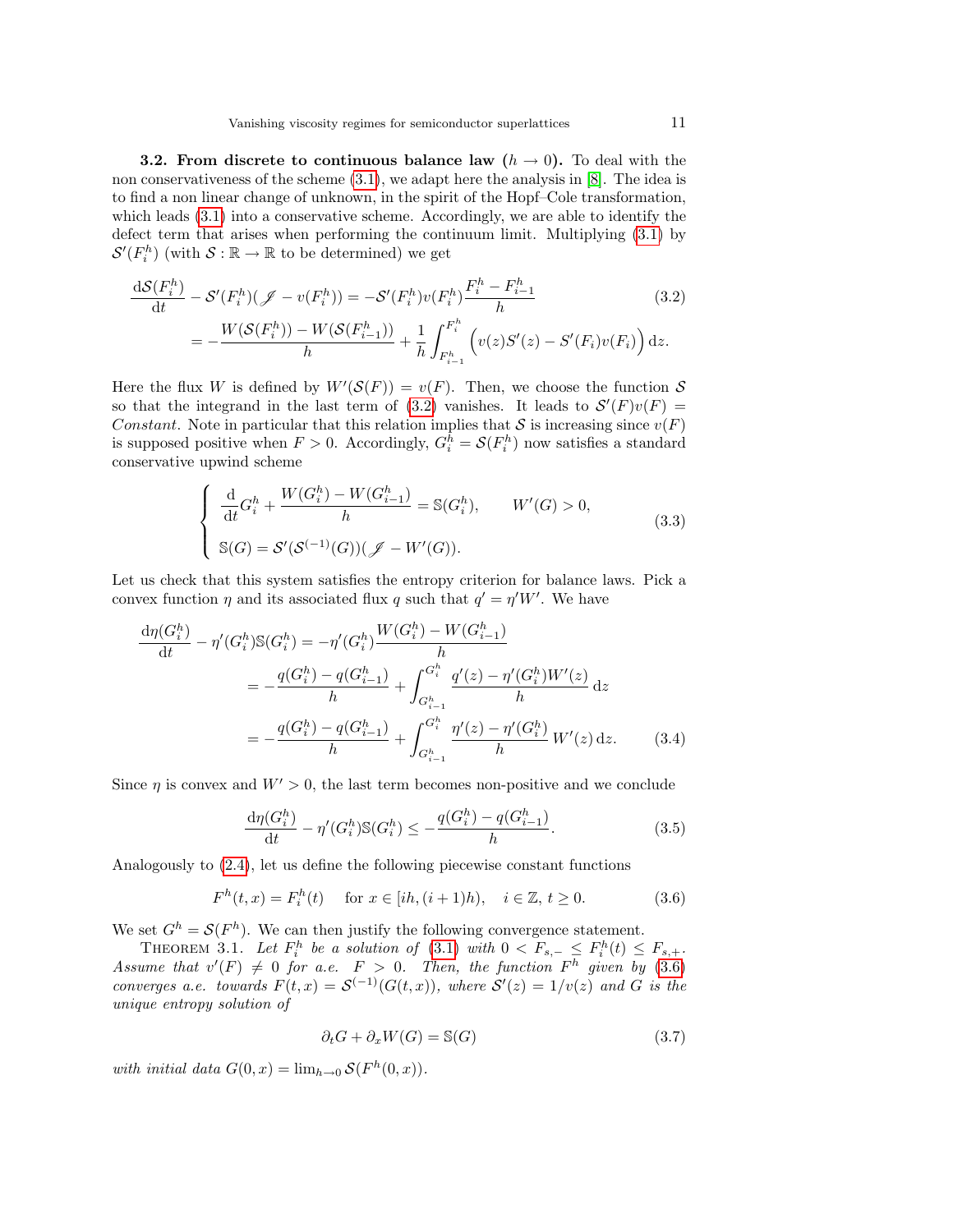**3.2. From discrete to continuous balance law ($h \to 0$).** To deal with the non conservativeness of the scheme (3.1), we adapt here the analysis in [8]. The idea is to find a non linear change of unknown, in the spirit of the Hopf–Cole transformation, which leads (3.1) into a conservative scheme. Accordingly, we are able to identify the defect term that arises when performing the continuum limit. Multiplying (3.1) by $\mathcal{S}'(F_i^h)$ (with $\mathcal{S} : \mathbb{R} \to \mathbb{R}$ to be determined) we get

$$
\begin{aligned}
\frac{\mathrm{d}\mathcal{S}(F_i^h)}{\mathrm{d}t} - \mathcal{S}'(F_i^h)(\mathscr{J} - v(F_i^h)) &= -\mathcal{S}'(F_i^h)v(F_i^h)\frac{F_i^h - F_{i-1}^h}{h} \\
&= -\frac{W(\mathcal{S}(F_i^h)) - W(\mathcal{S}(F_{i-1}^h))}{h} + \frac{1}{h}\int_{F_{i-1}^h}^{F_i^h} \Big( v(z)S'(z) - S'(F_i)v(F_i) \Big)\,\mathrm{d}z.
\end{aligned} \tag{3.2}
$$

Here the flux $W$ is defined by $W'(\mathcal{S}(F)) = v(F)$. Then, we choose the function $\mathcal{S}$ so that the integrand in the last term of (3.2) vanishes. It leads to $\mathcal{S}'(F)v(F) =$ *Constant*. Note in particular that this relation implies that $\mathcal{S}$ is increasing since $v(F)$ is supposed positive when $F > 0$. Accordingly, $G_i^h = \mathcal{S}(F_i^h)$ now satisfies a standard conservative upwind scheme

$$
\left\{
\begin{aligned}
&\frac{\mathrm{d}}{\mathrm{d}t}G_i^h + \frac{W(G_i^h) - W(G_{i-1}^h)}{h} = \mathbb{S}(G_i^h), \qquad W'(G) > 0, \\
&\mathbb{S}(G) = \mathcal{S}'(\mathcal{S}^{(-1)}(G))(\mathscr{J} - W'(G)).
\end{aligned}
\right. \tag{3.3}
$$

Let us check that this system satisfies the entropy criterion for balance laws. Pick a convex function $\eta$ and its associated flux $q$ such that $q' = \eta' W'$. We have

$$
\begin{aligned}
\frac{\mathrm{d}\eta(G_i^h)}{\mathrm{d}t} - \eta'(G_i^h)\mathbb{S}(G_i^h) &= -\eta'(G_i^h)\frac{W(G_i^h) - W(G_{i-1}^h)}{h} \\
&= -\frac{q(G_i^h) - q(G_{i-1}^h)}{h} + \int_{G_{i-1}^h}^{G_i^h} \frac{q'(z) - \eta'(G_i^h)W'(z)}{h}\,\mathrm{d}z \\
&= -\frac{q(G_i^h) - q(G_{i-1}^h)}{h} + \int_{G_{i-1}^h}^{G_i^h} \frac{\eta'(z) - \eta'(G_i^h)}{h}\,W'(z)\,\mathrm{d}z.
\end{aligned} \tag{3.4}
$$

Since $\eta$ is convex and $W' > 0$, the last term becomes non-positive and we conclude

$$
\frac{\mathrm{d}\eta(G_i^h)}{\mathrm{d}t} - \eta'(G_i^h)\mathbb{S}(G_i^h) \le -\frac{q(G_i^h) - q(G_{i-1}^h)}{h}. \tag{3.5}
$$

Analogously to (2.4), let us define the following piecewise constant functions

$$
F^h(t,x) = F_i^h(t) \quad \text{ for } x \in [ih, (i+1)h), \quad i \in \mathbb{Z},\, t \ge 0. \tag{3.6}
$$

We set $G^h = \mathcal{S}(F^h)$. We can then justify the following convergence statement.

THEOREM 3.1. *Let $F_i^h$ be a solution of (3.1) with $0 < F_{s,-} \le F_i^h(t) \le F_{s,+}$. Assume that $v'(F) \neq 0$ for a.e. $F > 0$. Then, the function $F^h$ given by (3.6) converges a.e. towards $F(t,x) = \mathcal{S}^{(-1)}(G(t,x))$, where $\mathcal{S}'(z) = 1/v(z)$ and $G$ is the unique entropy solution of*

$$
\partial_t G + \partial_x W(G) = \mathbb{S}(G) \tag{3.7}
$$

*with initial data $G(0,x) = \lim_{h\to 0} \mathcal{S}(F^h(0,x))$.*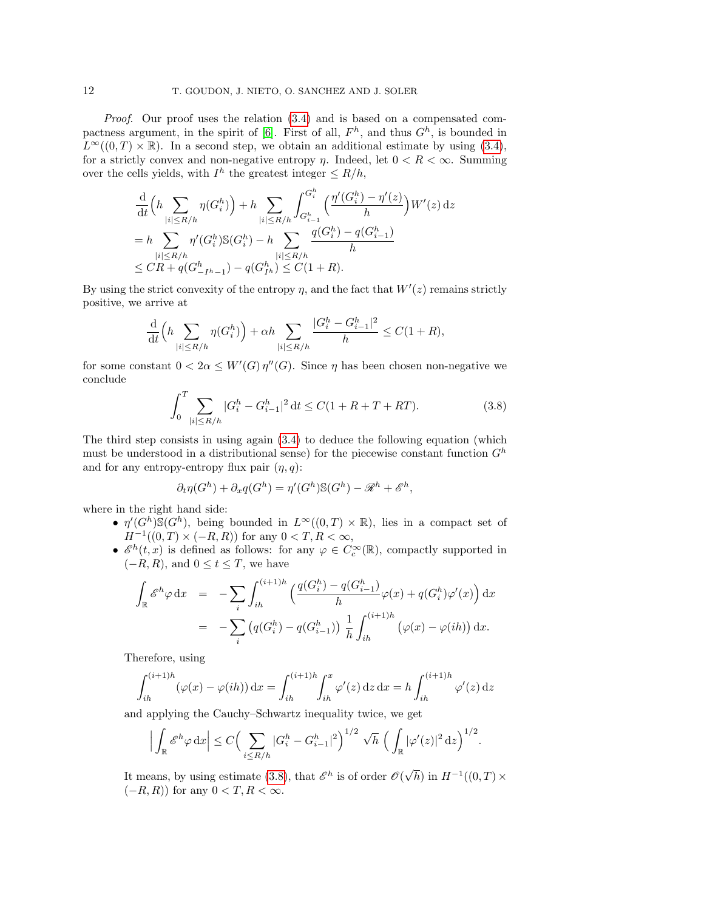*Proof*. Our proof uses the relation (3.4) and is based on a compensated compactness argument, in the spirit of [6]. First of all, $F^h$, and thus $G^h$, is bounded in $L^\infty((0,T)\times\mathbb{R})$. In a second step, we obtain an additional estimate by using (3.4), for a strictly convex and non-negative entropy $\eta$. Indeed, let $0<R<\infty$. Summing over the cells yields, with $I^h$ the greatest integer $\le R/h$,

$$
\begin{aligned}
&\frac{\mathrm{d}}{\mathrm{d}t}\Big(h\sum_{|i|\le R/h}\eta(G_i^h)\Big)+h\sum_{|i|\le R/h}\int_{G_{i-1}^h}^{G_i^h}\Big(\frac{\eta'(G_i^h)-\eta'(z)}{h}\Big)W'(z)\,\mathrm{d}z\\
&=h\sum_{|i|\le R/h}\eta'(G_i^h)\mathbb{S}(G_i^h)-h\sum_{|i|\le R/h}\frac{q(G_i^h)-q(G_{i-1}^h)}{h}\\
&\le CR+q(G_{-I^h-1}^h)-q(G_{I^h}^h)\le C(1+R).
\end{aligned}
$$

By using the strict convexity of the entropy $\eta$, and the fact that $W'(z)$ remains strictly positive, we arrive at

$$
\frac{\mathrm{d}}{\mathrm{d}t}\Big(h\sum_{|i|\le R/h}\eta(G_i^h)\Big)+\alpha h\sum_{|i|\le R/h}\frac{|G_i^h-G_{i-1}^h|^2}{h}\le C(1+R),
$$

for some constant $0<2\alpha\le W'(G)\,\eta''(G)$. Since $\eta$ has been chosen non-negative we conclude

$$
\int_0^T\sum_{|i|\le R/h}|G_i^h-G_{i-1}^h|^2\,\mathrm{d}t\le C(1+R+T+RT). \tag{3.8}
$$

The third step consists in using again (3.4) to deduce the following equation (which must be understood in a distributional sense) for the piecewise constant function $G^h$ and for any entropy-entropy flux pair $(\eta,q)$:

$$
\partial_t\eta(G^h)+\partial_x q(G^h)=\eta'(G^h)\mathbb{S}(G^h)-\mathscr{R}^h+\mathscr{E}^h,
$$

where in the right hand side:

- $\eta'(G^h)\mathbb{S}(G^h)$, being bounded in $L^\infty((0,T)\times\mathbb{R})$, lies in a compact set of $H^{-1}((0,T)\times(-R,R))$ for any $0<T,R<\infty$,
- $\mathscr{E}^h(t,x)$ is defined as follows: for any $\varphi\in C_c^\infty(\mathbb{R})$, compactly supported in $(-R,R)$, and $0\le t\le T$, we have

$$
\begin{aligned}
\int_{\mathbb{R}}\mathscr{E}^h\varphi\,\mathrm{d}x &= -\sum_i\int_{ih}^{(i+1)h}\Big(\frac{q(G_i^h)-q(G_{i-1}^h)}{h}\varphi(x)+q(G_i^h)\varphi'(x)\Big)\,\mathrm{d}x\\
&= -\sum_i\big(q(G_i^h)-q(G_{i-1}^h)\big)\ \frac{1}{h}\int_{ih}^{(i+1)h}\big(\varphi(x)-\varphi(ih)\big)\,\mathrm{d}x.
\end{aligned}
$$

Therefore, using

$$
\int_{ih}^{(i+1)h}(\varphi(x)-\varphi(ih))\,\mathrm{d}x=\int_{ih}^{(i+1)h}\int_{ih}^{x}\varphi'(z)\,\mathrm{d}z\,\mathrm{d}x=h\int_{ih}^{(i+1)h}\varphi'(z)\,\mathrm{d}z
$$

and applying the Cauchy–Schwartz inequality twice, we get

$$
\Big|\int_{\mathbb{R}}\mathscr{E}^h\varphi\,\mathrm{d}x\Big|\le C\Big(\sum_{i\le R/h}|G_i^h-G_{i-1}^h|^2\Big)^{1/2}\ \sqrt{h}\ \Big(\int_{\mathbb{R}}|\varphi'(z)|^2\,\mathrm{d}z\Big)^{1/2}.
$$

It means, by using estimate (3.8), that $\mathscr{E}^h$ is of order $\mathscr{O}(\sqrt{h})$ in $H^{-1}((0,T)\times(-R,R))$ for any $0<T,R<\infty$.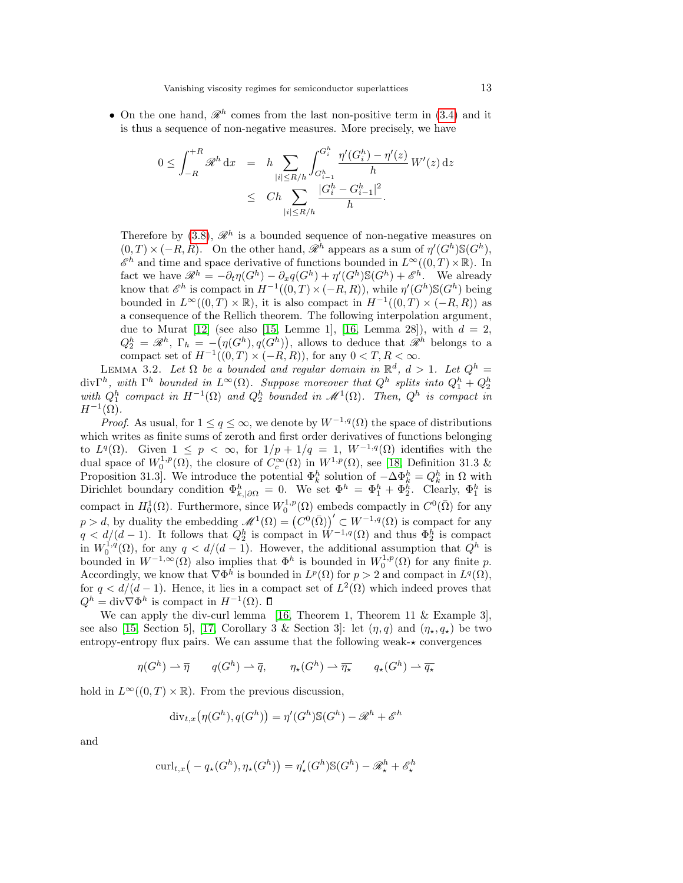- On the one hand, $\mathscr{R}^h$ comes from the last non-positive term in (3.4) and it is thus a sequence of non-negative measures. More precisely, we have

$$
\begin{aligned}
0 \leq \int_{-R}^{+R} \mathscr{R}^h \, \mathrm{d}x &= h \sum_{|i|\leq R/h} \int_{G_{i-1}^h}^{G_i^h} \frac{\eta'(G_i^h) - \eta'(z)}{h} \, W'(z) \, \mathrm{d}z \\
&\leq Ch \sum_{|i|\leq R/h} \frac{|G_i^h - G_{i-1}^h|^2}{h}.
\end{aligned}
$$

  Therefore by (3.8), $\mathscr{R}^h$ is a bounded sequence of non-negative measures on $(0,T)\times(-R,R)$. On the other hand, $\mathscr{R}^h$ appears as a sum of $\eta'(G^h)\mathbb{S}(G^h)$, $\mathscr{E}^h$ and time and space derivative of functions bounded in $L^\infty((0,T)\times\mathbb{R})$. In fact we have $\mathscr{R}^h = -\partial_t \eta(G^h) - \partial_x q(G^h) + \eta'(G^h)\mathbb{S}(G^h) + \mathscr{E}^h$. We already know that $\mathscr{E}^h$ is compact in $H^{-1}((0,T)\times(-R,R))$, while $\eta'(G^h)\mathbb{S}(G^h)$ being bounded in $L^\infty((0,T)\times\mathbb{R})$, it is also compact in $H^{-1}((0,T)\times(-R,R))$ as a consequence of the Rellich theorem. The following interpolation argument, due to Murat [12] (see also [15, Lemme 1], [16, Lemma 28]), with $d=2$, $Q_2^h = \mathscr{R}^h$, $\Gamma_h = -\big(\eta(G^h), q(G^h)\big)$, allows to deduce that $\mathscr{R}^h$ belongs to a compact set of $H^{-1}((0,T)\times(-R,R))$, for any $0 < T, R < \infty$.

Lemma 3.2. *Let $\Omega$ be a bounded and regular domain in $\mathbb{R}^d$, $d>1$. Let $Q^h = \mathrm{div}\Gamma^h$, with $\Gamma^h$ bounded in $L^\infty(\Omega)$. Suppose moreover that $Q^h$ splits into $Q_1^h + Q_2^h$ with $Q_1^h$ compact in $H^{-1}(\Omega)$ and $Q_2^h$ bounded in $\mathscr{M}^1(\Omega)$. Then, $Q^h$ is compact in $H^{-1}(\Omega)$.*

*Proof.* As usual, for $1 \leq q \leq \infty$, we denote by $W^{-1,q}(\Omega)$ the space of distributions which writes as finite sums of zeroth and first order derivatives of functions belonging to $L^q(\Omega)$. Given $1 \leq p < \infty$, for $1/p + 1/q = 1$, $W^{-1,q}(\Omega)$ identifies with the dual space of $W_0^{1,p}(\Omega)$, the closure of $C_c^\infty(\Omega)$ in $W^{1,p}(\Omega)$, see [18, Definition 31.3 & Proposition 31.3]. We introduce the potential $\Phi_k^h$ solution of $-\Delta\Phi_k^h = Q_k^h$ in $\Omega$ with Dirichlet boundary condition $\Phi_{k,|\partial\Omega}^h = 0$. We set $\Phi^h = \Phi_1^h + \Phi_2^h$. Clearly, $\Phi_1^h$ is compact in $H_0^1(\Omega)$. Furthermore, since $W_0^{1,p}(\Omega)$ embeds compactly in $C^0(\bar{\Omega})$ for any $p > d$, by duality the embedding $\mathscr{M}^1(\Omega) = \big(C^0(\bar{\Omega})\big)' \subset W^{-1,q}(\Omega)$ is compact for any $q < d/(d-1)$. It follows that $Q_2^h$ is compact in $W^{-1,q}(\Omega)$ and thus $\Phi_2^h$ is compact in $W_0^{1,q}(\Omega)$, for any $q < d/(d-1)$. However, the additional assumption that $Q^h$ is bounded in $W^{-1,\infty}(\Omega)$ also implies that $\Phi^h$ is bounded in $W_0^{1,p}(\Omega)$ for any finite $p$. Accordingly, we know that $\nabla\Phi^h$ is bounded in $L^p(\Omega)$ for $p > 2$ and compact in $L^q(\Omega)$, for $q < d/(d-1)$. Hence, it lies in a compact set of $L^2(\Omega)$ which indeed proves that $Q^h = \mathrm{div}\nabla\Phi^h$ is compact in $H^{-1}(\Omega)$. ◻

We can apply the div-curl lemma [16, Theorem 1, Theorem 11 & Example 3], see also [15, Section 5], [17, Corollary 3 & Section 3]: let $(\eta, q)$ and $(\eta_\star, q_\star)$ be two entropy-entropy flux pairs. We can assume that the following weak-$\star$ convergences

$$
\eta(G^h) \rightharpoonup \overline{\eta} \qquad q(G^h) \rightharpoonup \overline{q}, \qquad \eta_\star(G^h) \rightharpoonup \overline{\eta_\star} \qquad q_\star(G^h) \rightharpoonup \overline{q_\star}
$$

hold in $L^\infty((0,T)\times\mathbb{R})$. From the previous discussion,

$$
\mathrm{div}_{t,x}\big(\eta(G^h), q(G^h)\big) = \eta'(G^h)\mathbb{S}(G^h) - \mathscr{R}^h + \mathscr{E}^h
$$

and

$$
\mathrm{curl}_{t,x}\big(-q_\star(G^h), \eta_\star(G^h)\big) = \eta_\star'(G^h)\mathbb{S}(G^h) - \mathscr{R}_\star^h + \mathscr{E}_\star^h
$$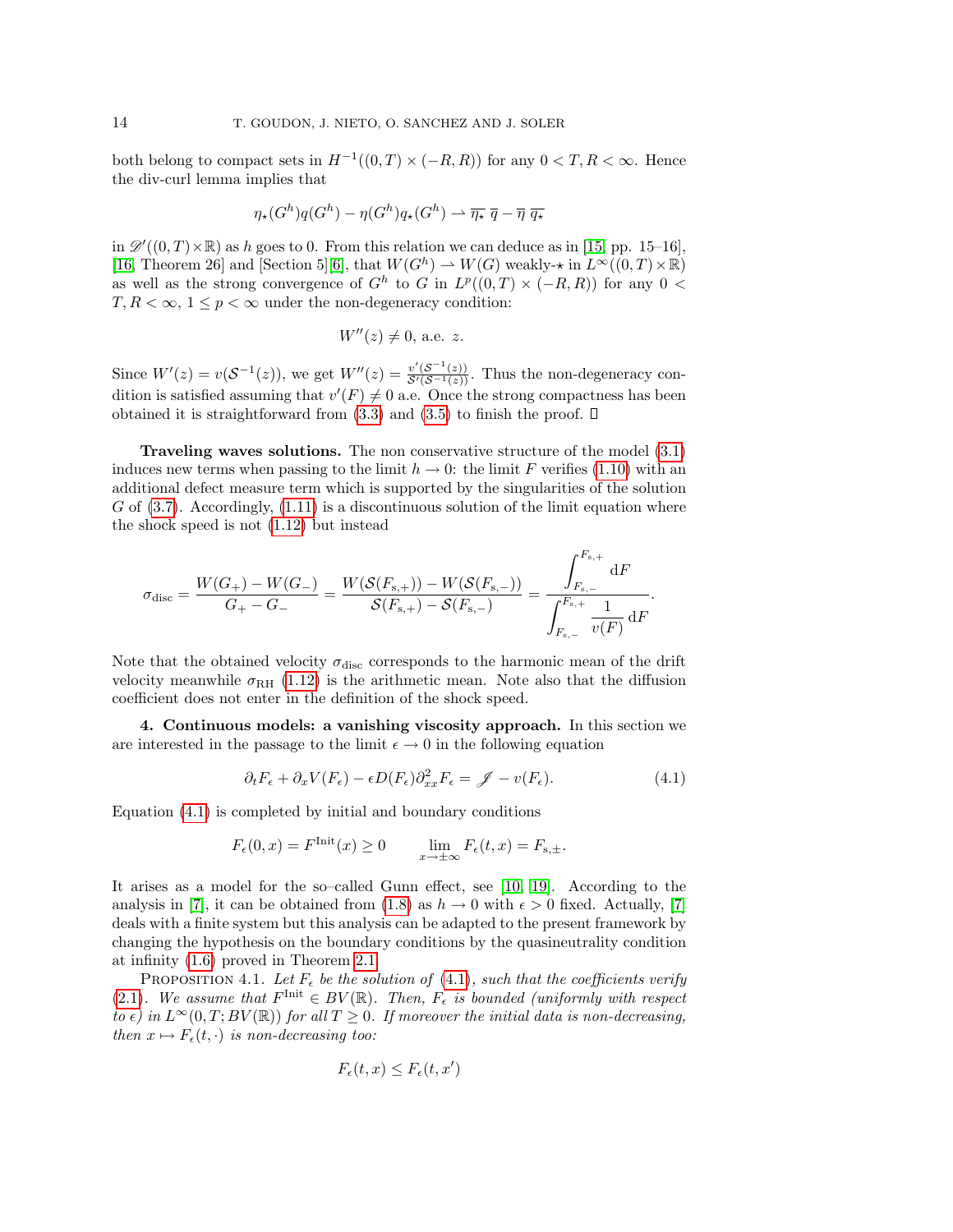both belong to compact sets in $H^{-1}((0,T)\times(-R,R))$ for any $0<T,R<\infty$. Hence the div-curl lemma implies that

$$\eta_\star(G^h)q(G^h)-\eta(G^h)q_\star(G^h)\rightharpoonup \overline{\eta_\star}\ \overline{q}-\overline{\eta}\ \overline{q_\star}$$

in $\mathscr{D}'((0,T)\times\mathbb{R})$ as $h$ goes to 0. From this relation we can deduce as in [15, pp. 15–16], [16, Theorem 26] and [Section 5][6], that $W(G^h)\rightharpoonup W(G)$ weakly-$\star$ in $L^\infty((0,T)\times\mathbb{R})$ as well as the strong convergence of $G^h$ to $G$ in $L^p((0,T)\times(-R,R))$ for any $0<T,R<\infty$, $1\le p<\infty$ under the non-degeneracy condition:

$$W''(z)\neq 0, \text{ a.e. } z.$$

Since $W'(z)=v(\mathcal{S}^{-1}(z))$, we get $W''(z)=\frac{v'(\mathcal{S}^{-1}(z))}{\mathcal{S}'(\mathcal{S}^{-1}(z))}$. Thus the non-degeneracy condition is satisfied assuming that $v'(F)\neq 0$ a.e. Once the strong compactness has been obtained it is straightforward from (3.3) and (3.5) to finish the proof. □

**Traveling waves solutions.** The non conservative structure of the model (3.1) induces new terms when passing to the limit $h\to 0$: the limit $F$ verifies (1.10) with an additional defect measure term which is supported by the singularities of the solution $G$ of (3.7). Accordingly, (1.11) is a discontinuous solution of the limit equation where the shock speed is not (1.12) but instead

$$\sigma_{\rm disc}=\frac{W(G_+)-W(G_-)}{G_+-G_-}=\frac{W(\mathcal{S}(F_{\rm s,+}))-W(\mathcal{S}(F_{\rm s,-}))}{\mathcal{S}(F_{\rm s,+})-\mathcal{S}(F_{\rm s,-})}=\frac{\displaystyle\int_{F_{\rm s,-}}^{F_{\rm s,+}}\mathrm{d}F}{\displaystyle\int_{F_{\rm s,-}}^{F_{\rm s,+}}\frac{1}{v(F)}\,\mathrm{d}F}.$$

Note that the obtained velocity $\sigma_{\rm disc}$ corresponds to the harmonic mean of the drift velocity meanwhile $\sigma_{\rm RH}$ (1.12) is the arithmetic mean. Note also that the diffusion coefficient does not enter in the definition of the shock speed.

## 4. Continuous models: a vanishing viscosity approach.

In this section we are interested in the passage to the limit $\epsilon\to 0$ in the following equation

$$\partial_t F_\epsilon+\partial_x V(F_\epsilon)-\epsilon D(F_\epsilon)\partial^2_{xx}F_\epsilon=\mathscr{J}-v(F_\epsilon). \tag{4.1}$$

Equation (4.1) is completed by initial and boundary conditions

$$F_\epsilon(0,x)=F^{\rm Init}(x)\ge 0 \qquad \lim_{x\to\pm\infty}F_\epsilon(t,x)=F_{\rm s,\pm}.$$

It arises as a model for the so–called Gunn effect, see [10, 19]. According to the analysis in [7], it can be obtained from (1.8) as $h\to 0$ with $\epsilon>0$ fixed. Actually, [7] deals with a finite system but this analysis can be adapted to the present framework by changing the hypothesis on the boundary conditions by the quasineutrality condition at infinity (1.6) proved in Theorem 2.1.

PROPOSITION 4.1. *Let $F_\epsilon$ be the solution of (4.1), such that the coefficients verify (2.1). We assume that $F^{\rm Init}\in BV(\mathbb{R})$. Then, $F_\epsilon$ is bounded (uniformly with respect to $\epsilon$) in $L^\infty(0,T;BV(\mathbb{R}))$ for all $T\ge 0$. If moreover the initial data is non-decreasing, then $x\mapsto F_\epsilon(t,\cdot)$ is non-decreasing too:*

$$F_\epsilon(t,x)\le F_\epsilon(t,x')$$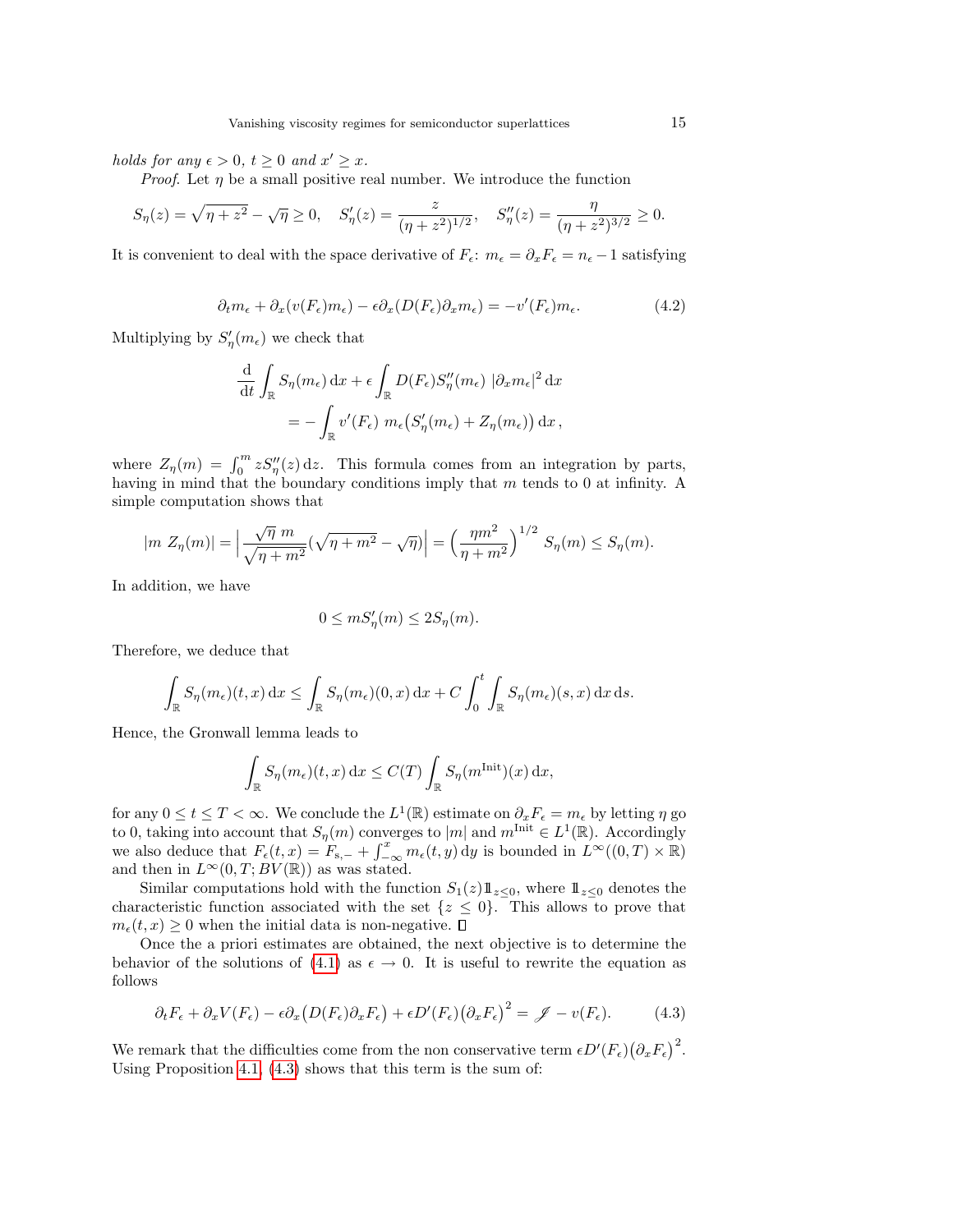*holds for any $\epsilon > 0$, $t \geq 0$ and $x' \geq x$.*

*Proof.* Let $\eta$ be a small positive real number. We introduce the function

$$S_\eta(z) = \sqrt{\eta + z^2} - \sqrt{\eta} \geq 0, \quad S'_\eta(z) = \frac{z}{(\eta + z^2)^{1/2}}, \quad S''_\eta(z) = \frac{\eta}{(\eta + z^2)^{3/2}} \geq 0.$$

It is convenient to deal with the space derivative of $F_\epsilon$: $m_\epsilon = \partial_x F_\epsilon = n_\epsilon - 1$ satisfying

$$\partial_t m_\epsilon + \partial_x (v(F_\epsilon) m_\epsilon) - \epsilon \partial_x (D(F_\epsilon) \partial_x m_\epsilon) = -v'(F_\epsilon) m_\epsilon. \tag{4.2}$$

Multiplying by $S'_\eta(m_\epsilon)$ we check that

$$\begin{aligned}
\frac{\mathrm{d}}{\mathrm{d}t} \int_{\mathbb{R}} S_\eta(m_\epsilon) \,\mathrm{d}x + \epsilon \int_{\mathbb{R}} D(F_\epsilon) S''_\eta(m_\epsilon) \, |\partial_x m_\epsilon|^2 \,\mathrm{d}x \\
= - \int_{\mathbb{R}} v'(F_\epsilon) \, m_\epsilon \big( S'_\eta(m_\epsilon) + Z_\eta(m_\epsilon) \big) \,\mathrm{d}x \,,
\end{aligned}$$

where $Z_\eta(m) = \int_0^m z S''_\eta(z) \,\mathrm{d}z$. This formula comes from an integration by parts, having in mind that the boundary conditions imply that $m$ tends to 0 at infinity. A simple computation shows that

$$|m \; Z_\eta(m)| = \Big| \frac{\sqrt{\eta} \; m}{\sqrt{\eta + m^2}} (\sqrt{\eta + m^2} - \sqrt{\eta}) \Big| = \Big( \frac{\eta m^2}{\eta + m^2} \Big)^{1/2} S_\eta(m) \leq S_\eta(m).$$

In addition, we have

$$0 \leq m S'_\eta(m) \leq 2 S_\eta(m).$$

Therefore, we deduce that

$$\int_{\mathbb{R}} S_\eta(m_\epsilon)(t,x) \,\mathrm{d}x \leq \int_{\mathbb{R}} S_\eta(m_\epsilon)(0,x) \,\mathrm{d}x + C \int_0^t \int_{\mathbb{R}} S_\eta(m_\epsilon)(s,x) \,\mathrm{d}x \,\mathrm{d}s.$$

Hence, the Gronwall lemma leads to

$$\int_{\mathbb{R}} S_\eta(m_\epsilon)(t,x) \,\mathrm{d}x \leq C(T) \int_{\mathbb{R}} S_\eta(m^{\mathrm{Init}})(x) \,\mathrm{d}x,$$

for any $0 \leq t \leq T < \infty$. We conclude the $L^1(\mathbb{R})$ estimate on $\partial_x F_\epsilon = m_\epsilon$ by letting $\eta$ go to 0, taking into account that $S_\eta(m)$ converges to $|m|$ and $m^{\mathrm{Init}} \in L^1(\mathbb{R})$. Accordingly we also deduce that $F_\epsilon(t,x) = F_{\mathrm{s},-} + \int_{-\infty}^x m_\epsilon(t,y) \,\mathrm{d}y$ is bounded in $L^\infty((0,T) \times \mathbb{R})$ and then in $L^\infty(0,T; BV(\mathbb{R}))$ as was stated.

Similar computations hold with the function $S_1(z) \mathbb{1}_{z \leq 0}$, where $\mathbb{1}_{z \leq 0}$ denotes the characteristic function associated with the set $\{z \leq 0\}$. This allows to prove that $m_\epsilon(t,x) \geq 0$ when the initial data is non-negative. □

Once the a priori estimates are obtained, the next objective is to determine the behavior of the solutions of (4.1) as $\epsilon \to 0$. It is useful to rewrite the equation as follows

$$\partial_t F_\epsilon + \partial_x V(F_\epsilon) - \epsilon \partial_x \big( D(F_\epsilon) \partial_x F_\epsilon \big) + \epsilon D'(F_\epsilon) \big( \partial_x F_\epsilon \big)^2 = \mathscr{J} - v(F_\epsilon). \tag{4.3}$$

We remark that the difficulties come from the non conservative term $\epsilon D'(F_\epsilon) \big( \partial_x F_\epsilon \big)^2$. Using Proposition 4.1, (4.3) shows that this term is the sum of: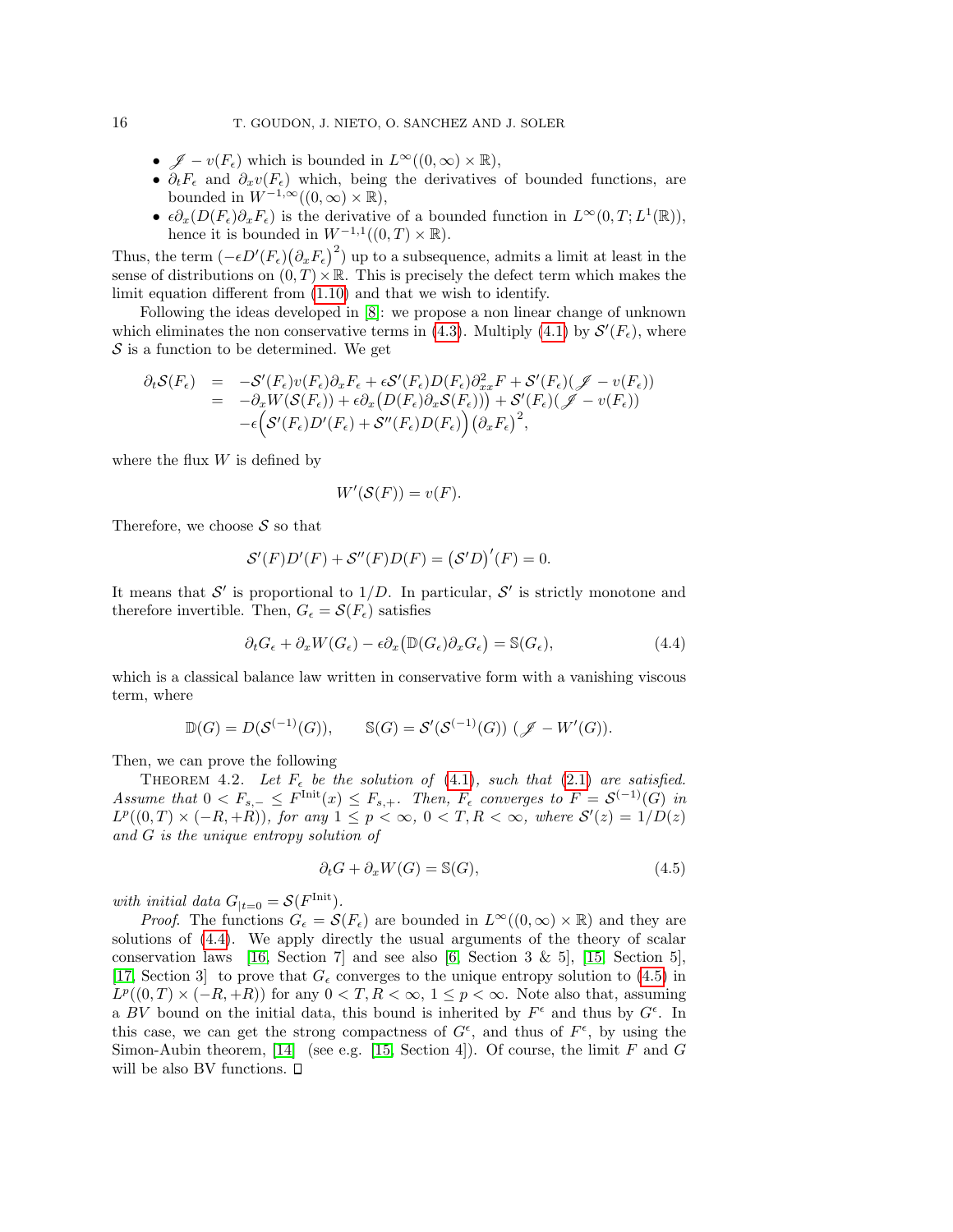- $\mathscr{J} - v(F_\epsilon)$ which is bounded in $L^\infty((0,\infty)\times\mathbb{R})$,
- $\partial_t F_\epsilon$ and $\partial_x v(F_\epsilon)$ which, being the derivatives of bounded functions, are bounded in $W^{-1,\infty}((0,\infty)\times\mathbb{R})$,
- $\epsilon\partial_x(D(F_\epsilon)\partial_x F_\epsilon)$ is the derivative of a bounded function in $L^\infty(0,T;L^1(\mathbb{R}))$, hence it is bounded in $W^{-1,1}((0,T)\times\mathbb{R})$.

Thus, the term $\big(-\epsilon D'(F_\epsilon)\big(\partial_x F_\epsilon\big)^2\big)$ up to a subsequence, admits a limit at least in the sense of distributions on $(0,T)\times\mathbb{R}$. This is precisely the defect term which makes the limit equation different from (1.10) and that we wish to identify.

Following the ideas developed in [8]: we propose a non linear change of unknown which eliminates the non conservative terms in (4.3). Multiply (4.1) by $\mathcal{S}'(F_\epsilon)$, where $\mathcal{S}$ is a function to be determined. We get

$$
\begin{aligned}
\partial_t \mathcal{S}(F_\epsilon) &= -\mathcal{S}'(F_\epsilon)v(F_\epsilon)\partial_x F_\epsilon + \epsilon\mathcal{S}'(F_\epsilon)D(F_\epsilon)\partial^2_{xx}F + \mathcal{S}'(F_\epsilon)(\mathscr{J} - v(F_\epsilon))\\
&= -\partial_x W(\mathcal{S}(F_\epsilon)) + \epsilon\partial_x\big(D(F_\epsilon)\partial_x\mathcal{S}(F_\epsilon)\big)\big) + \mathcal{S}'(F_\epsilon)(\mathscr{J} - v(F_\epsilon))\\
&\quad -\epsilon\Big(\mathcal{S}'(F_\epsilon)D'(F_\epsilon) + \mathcal{S}''(F_\epsilon)D(F_\epsilon)\Big)\big(\partial_x F_\epsilon\big)^2,
\end{aligned}
$$

where the flux $W$ is defined by

$$W'(\mathcal{S}(F)) = v(F).$$

Therefore, we choose $\mathcal{S}$ so that

$$\mathcal{S}'(F)D'(F) + \mathcal{S}''(F)D(F) = \big(\mathcal{S}'D\big)'(F) = 0.$$

It means that $\mathcal{S}'$ is proportional to $1/D$. In particular, $\mathcal{S}'$ is strictly monotone and therefore invertible. Then, $G_\epsilon = \mathcal{S}(F_\epsilon)$ satisfies

$$\partial_t G_\epsilon + \partial_x W(G_\epsilon) - \epsilon\partial_x\big(\mathbb{D}(G_\epsilon)\partial_x G_\epsilon\big) = \mathbb{S}(G_\epsilon), \tag{4.4}$$

which is a classical balance law written in conservative form with a vanishing viscous term, where

$$\mathbb{D}(G) = D(\mathcal{S}^{(-1)}(G)), \qquad \mathbb{S}(G) = \mathcal{S}'(\mathcal{S}^{(-1)}(G))\ (\mathscr{J} - W'(G)).$$

Then, we can prove the following

Theorem 4.2. *Let $F_\epsilon$ be the solution of (4.1), such that (2.1) are satisfied. Assume that $0 < F_{s,-} \le F^{\rm Init}(x) \le F_{s,+}$. Then, $F_\epsilon$ converges to $F = \mathcal{S}^{(-1)}(G)$ in $L^p((0,T)\times(-R,+R))$, for any $1 \le p < \infty$, $0 < T, R < \infty$, where $\mathcal{S}'(z) = 1/D(z)$ and $G$ is the unique entropy solution of*

$$\partial_t G + \partial_x W(G) = \mathbb{S}(G), \tag{4.5}$$

*with initial data $G_{|t=0} = \mathcal{S}(F^{\rm Init})$.*

*Proof.* The functions $G_\epsilon = \mathcal{S}(F_\epsilon)$ are bounded in $L^\infty((0,\infty)\times\mathbb{R})$ and they are solutions of (4.4). We apply directly the usual arguments of the theory of scalar conservation laws [16, Section 7] and see also [6, Section 3 & 5], [15, Section 5], [17, Section 3] to prove that $G_\epsilon$ converges to the unique entropy solution to (4.5) in $L^p((0,T)\times(-R,+R))$ for any $0 < T, R < \infty$, $1 \le p < \infty$. Note also that, assuming a $BV$ bound on the initial data, this bound is inherited by $F^\epsilon$ and thus by $G^\epsilon$. In this case, we can get the strong compactness of $G^\epsilon$, and thus of $F^\epsilon$, by using the Simon-Aubin theorem, [14] (see e.g. [15, Section 4]). Of course, the limit $F$ and $G$ will be also BV functions. □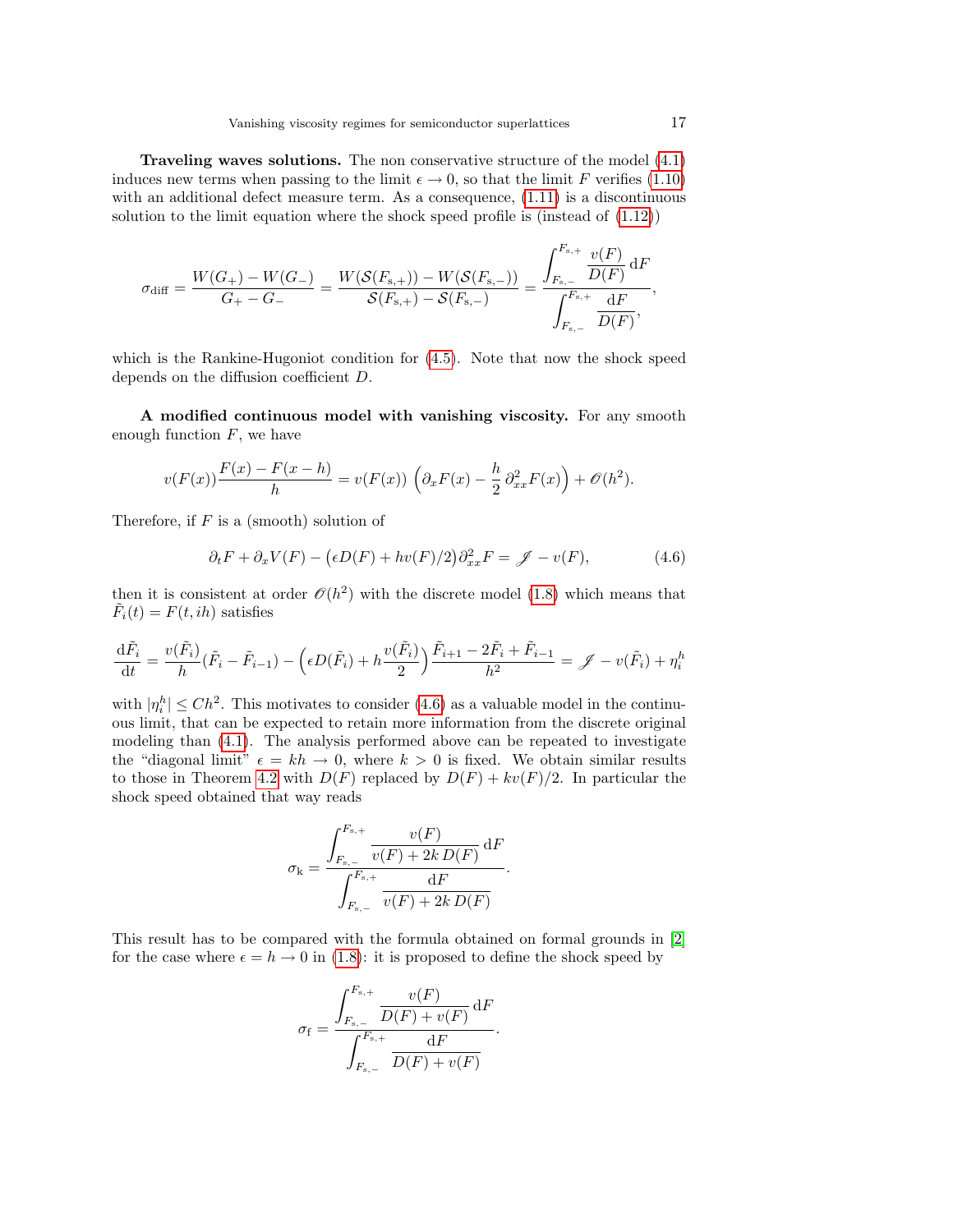**Traveling waves solutions.** The non conservative structure of the model (4.1) induces new terms when passing to the limit $\epsilon \to 0$, so that the limit $F$ verifies (1.10) with an additional defect measure term. As a consequence, (1.11) is a discontinuous solution to the limit equation where the shock speed profile is (instead of (1.12))

$$\sigma_{\text{diff}} = \frac{W(G_+) - W(G_-)}{G_+ - G_-} = \frac{W(\mathcal{S}(F_{\text{s},+})) - W(\mathcal{S}(F_{\text{s},-}))}{\mathcal{S}(F_{\text{s},+}) - \mathcal{S}(F_{\text{s},-})} = \frac{\displaystyle\int_{F_{\text{s},-}}^{F_{\text{s},+}} \frac{v(F)}{D(F)} \, \mathrm{d}F}{\displaystyle\int_{F_{\text{s},-}}^{F_{\text{s},+}} \frac{\mathrm{d}F}{D(F)},},$$

which is the Rankine-Hugoniot condition for (4.5). Note that now the shock speed depends on the diffusion coefficient $D$.

**A modified continuous model with vanishing viscosity.** For any smooth enough function $F$, we have

$$v(F(x))\frac{F(x) - F(x-h)}{h} = v(F(x)) \, \Big(\partial_x F(x) - \frac{h}{2}\, \partial^2_{xx} F(x)\Big) + \mathscr{O}(h^2).$$

Therefore, if $F$ is a (smooth) solution of

$$\partial_t F + \partial_x V(F) - \big(\epsilon D(F) + hv(F)/2\big)\partial^2_{xx} F = \mathscr{J} - v(F), \tag{4.6}$$

then it is consistent at order $\mathscr{O}(h^2)$ with the discrete model (1.8) which means that $\tilde{F}_i(t) = F(t, ih)$ satisfies

$$\frac{\mathrm{d}\tilde{F}_i}{\mathrm{d}t} = \frac{v(\tilde{F}_i)}{h}(\tilde{F}_i - \tilde{F}_{i-1}) - \Big(\epsilon D(\tilde{F}_i) + h\frac{v(\tilde{F}_i)}{2}\Big)\frac{\tilde{F}_{i+1} - 2\tilde{F}_i + \tilde{F}_{i-1}}{h^2} = \mathscr{J} - v(\tilde{F}_i) + \eta^h_i$$

with $|\eta^h_i| \le Ch^2$. This motivates to consider (4.6) as a valuable model in the continuous limit, that can be expected to retain more information from the discrete original modeling than (4.1). The analysis performed above can be repeated to investigate the "diagonal limit" $\epsilon = kh \to 0$, where $k > 0$ is fixed. We obtain similar results to those in Theorem 4.2 with $D(F)$ replaced by $D(F) + kv(F)/2$. In particular the shock speed obtained that way reads

$$\sigma_{\text{k}} = \frac{\displaystyle\int_{F_{\text{s},-}}^{F_{\text{s},+}} \frac{v(F)}{v(F) + 2k\, D(F)} \, \mathrm{d}F}{\displaystyle\int_{F_{\text{s},-}}^{F_{\text{s},+}} \frac{\mathrm{d}F}{v(F) + 2k\, D(F)}}.$$

This result has to be compared with the formula obtained on formal grounds in [2] for the case where $\epsilon = h \to 0$ in (1.8): it is proposed to define the shock speed by

$$\sigma_{\text{f}} = \frac{\displaystyle\int_{F_{\text{s},-}}^{F_{\text{s},+}} \frac{v(F)}{D(F) + v(F)} \, \mathrm{d}F}{\displaystyle\int_{F_{\text{s},-}}^{F_{\text{s},+}} \frac{\mathrm{d}F}{D(F) + v(F)}}.$$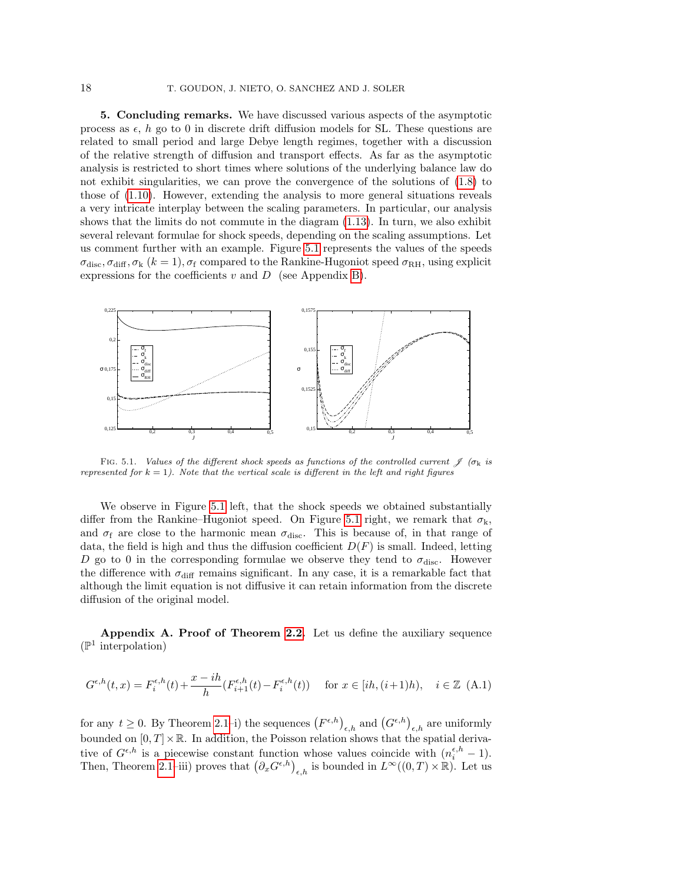**5. Concluding remarks.** We have discussed various aspects of the asymptotic process as $\epsilon$, $h$ go to 0 in discrete drift diffusion models for SL. These questions are related to small period and large Debye length regimes, together with a discussion of the relative strength of diffusion and transport effects. As far as the asymptotic analysis is restricted to short times where solutions of the underlying balance law do not exhibit singularities, we can prove the convergence of the solutions of (1.8) to those of (1.10). However, extending the analysis to more general situations reveals a very intricate interplay between the scaling parameters. In particular, our analysis shows that the limits do not commute in the diagram (1.13). In turn, we also exhibit several relevant formulae for shock speeds, depending on the scaling assumptions. Let us comment further with an example. Figure 5.1 represents the values of the speeds $\sigma_{\text{disc}}, \sigma_{\text{diff}}, \sigma_{\text{k}}$ $(k=1), \sigma_{\text{f}}$ compared to the Rankine-Hugoniot speed $\sigma_{\text{RH}}$, using explicit expressions for the coefficients $v$ and $D$ (see Appendix B).

FIG. 5.1. *Values of the different shock speeds as functions of the controlled current $\mathscr{J}$ ($\sigma_{\text{k}}$ is represented for $k=1$). Note that the vertical scale is different in the left and right figures*

We observe in Figure 5.1 left, that the shock speeds we obtained substantially differ from the Rankine–Hugoniot speed. On Figure 5.1 right, we remark that $\sigma_{\text{k}}$, and $\sigma_{\text{f}}$ are close to the harmonic mean $\sigma_{\text{disc}}$. This is because of, in that range of data, the field is high and thus the diffusion coefficient $D(F)$ is small. Indeed, letting $D$ go to 0 in the corresponding formulae we observe they tend to $\sigma_{\text{disc}}$. However the difference with $\sigma_{\text{diff}}$ remains significant. In any case, it is a remarkable fact that although the limit equation is not diffusive it can retain information from the discrete diffusion of the original model.

**Appendix A. Proof of Theorem 2.2.** Let us define the auxiliary sequence ($\mathbb{P}^1$ interpolation)

$$G^{\epsilon,h}(t,x) = F_i^{\epsilon,h}(t) + \frac{x-ih}{h}(F_{i+1}^{\epsilon,h}(t) - F_i^{\epsilon,h}(t)) \quad \text{for } x \in [ih,(i+1)h), \quad i \in \mathbb{Z} \quad \text{(A.1)}$$

for any $t \geq 0$. By Theorem 2.1-i) the sequences $\left(F^{\epsilon,h}\right)_{\epsilon,h}$ and $\left(G^{\epsilon,h}\right)_{\epsilon,h}$ are uniformly bounded on $[0,T]\times\mathbb{R}$. In addition, the Poisson relation shows that the spatial derivative of $G^{\epsilon,h}$ is a piecewise constant function whose values coincide with $(n_i^{\epsilon,h}-1)$. Then, Theorem 2.1-iii) proves that $\left(\partial_x G^{\epsilon,h}\right)_{\epsilon,h}$ is bounded in $L^\infty((0,T)\times\mathbb{R})$. Let us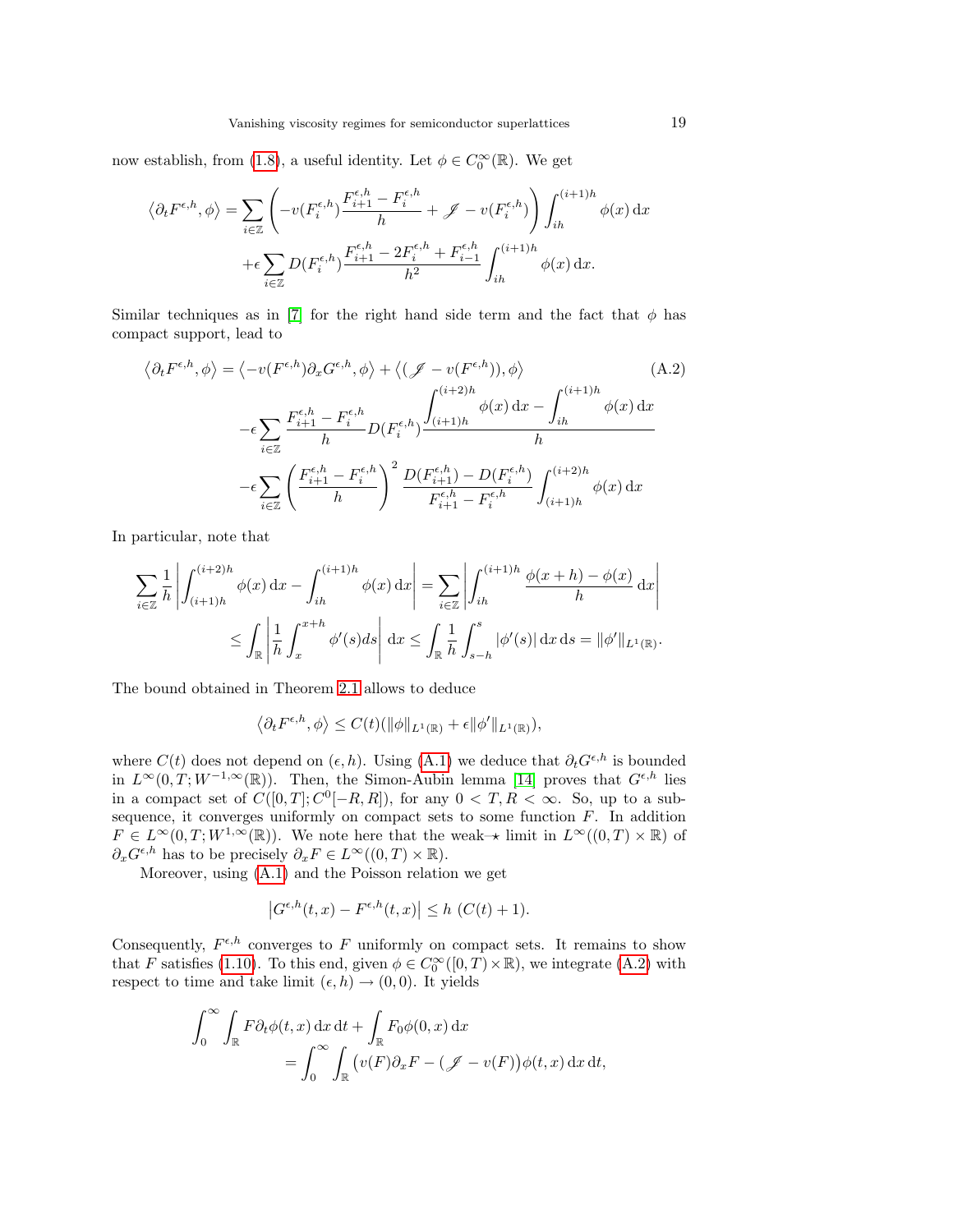now establish, from (1.8), a useful identity. Let $\phi \in C_0^\infty(\mathbb{R})$. We get

$$
\begin{aligned}
\langle \partial_t F^{\epsilon,h}, \phi \rangle = \sum_{i\in\mathbb{Z}} \left( -v(F_i^{\epsilon,h}) \frac{F_{i+1}^{\epsilon,h} - F_i^{\epsilon,h}}{h} + \mathscr{J} - v(F_i^{\epsilon,h}) \right) \int_{ih}^{(i+1)h} \phi(x)\, \mathrm{d}x \\
+ \epsilon \sum_{i\in\mathbb{Z}} D(F_i^{\epsilon,h}) \frac{F_{i+1}^{\epsilon,h} - 2F_i^{\epsilon,h} + F_{i-1}^{\epsilon,h}}{h^2} \int_{ih}^{(i+1)h} \phi(x)\, \mathrm{d}x.
\end{aligned}
$$

Similar techniques as in [7] for the right hand side term and the fact that $\phi$ has compact support, lead to

$$
\begin{aligned}
\langle \partial_t F^{\epsilon,h}, \phi \rangle &= \langle -v(F^{\epsilon,h}) \partial_x G^{\epsilon,h}, \phi \rangle + \langle (\mathscr{J} - v(F^{\epsilon,h})), \phi \rangle \qquad \text{(A.2)} \\
&- \epsilon \sum_{i\in\mathbb{Z}} \frac{F_{i+1}^{\epsilon,h} - F_i^{\epsilon,h}}{h} D(F_i^{\epsilon,h}) \frac{\displaystyle\int_{(i+1)h}^{(i+2)h} \phi(x)\, \mathrm{d}x - \int_{ih}^{(i+1)h} \phi(x)\, \mathrm{d}x}{h} \\
&- \epsilon \sum_{i\in\mathbb{Z}} \left( \frac{F_{i+1}^{\epsilon,h} - F_i^{\epsilon,h}}{h} \right)^2 \frac{D(F_{i+1}^{\epsilon,h}) - D(F_i^{\epsilon,h})}{F_{i+1}^{\epsilon,h} - F_i^{\epsilon,h}} \int_{(i+1)h}^{(i+2)h} \phi(x)\, \mathrm{d}x
\end{aligned}
$$

In particular, note that

$$
\begin{aligned}
\sum_{i\in\mathbb{Z}} \frac{1}{h} \left| \int_{(i+1)h}^{(i+2)h} \phi(x)\, \mathrm{d}x - \int_{ih}^{(i+1)h} \phi(x)\, \mathrm{d}x \right| &= \sum_{i\in\mathbb{Z}} \left| \int_{ih}^{(i+1)h} \frac{\phi(x+h) - \phi(x)}{h}\, \mathrm{d}x \right| \\
&\le \int_{\mathbb{R}} \left| \frac{1}{h} \int_x^{x+h} \phi'(s) ds \right| \mathrm{d}x \le \int_{\mathbb{R}} \frac{1}{h} \int_{s-h}^{s} |\phi'(s)|\, \mathrm{d}x\, \mathrm{d}s = \|\phi'\|_{L^1(\mathbb{R})}.
\end{aligned}
$$

The bound obtained in Theorem 2.1 allows to deduce

$$
\langle \partial_t F^{\epsilon,h}, \phi \rangle \le C(t) (\|\phi\|_{L^1(\mathbb{R})} + \epsilon \|\phi'\|_{L^1(\mathbb{R})}),
$$

where $C(t)$ does not depend on $(\epsilon, h)$. Using (A.1) we deduce that $\partial_t G^{\epsilon,h}$ is bounded in $L^\infty(0,T; W^{-1,\infty}(\mathbb{R}))$. Then, the Simon-Aubin lemma [14] proves that $G^{\epsilon,h}$ lies in a compact set of $C([0,T]; C^0[-R,R])$, for any $0 < T, R < \infty$. So, up to a subsequence, it converges uniformly on compact sets to some function $F$. In addition $F \in L^\infty(0,T; W^{1,\infty}(\mathbb{R}))$. We note here that the weak-$\star$ limit in $L^\infty((0,T)\times\mathbb{R})$ of $\partial_x G^{\epsilon,h}$ has to be precisely $\partial_x F \in L^\infty((0,T)\times\mathbb{R})$.

Moreover, using (A.1) and the Poisson relation we get

$$
\left| G^{\epsilon,h}(t,x) - F^{\epsilon,h}(t,x) \right| \le h\ (C(t) + 1).
$$

Consequently, $F^{\epsilon,h}$ converges to $F$ uniformly on compact sets. It remains to show that $F$ satisfies (1.10). To this end, given $\phi \in C_0^\infty([0,T)\times\mathbb{R})$, we integrate (A.2) with respect to time and take limit $(\epsilon, h) \to (0,0)$. It yields

$$
\begin{aligned}
\int_0^\infty \int_{\mathbb{R}} F \partial_t \phi(t,x)\, \mathrm{d}x\, \mathrm{d}t + \int_{\mathbb{R}} F_0 \phi(0,x)\, \mathrm{d}x \\
= \int_0^\infty \int_{\mathbb{R}} \big( v(F) \partial_x F - (\mathscr{J} - v(F) \big) \phi(t,x)\, \mathrm{d}x\, \mathrm{d}t,
\end{aligned}
$$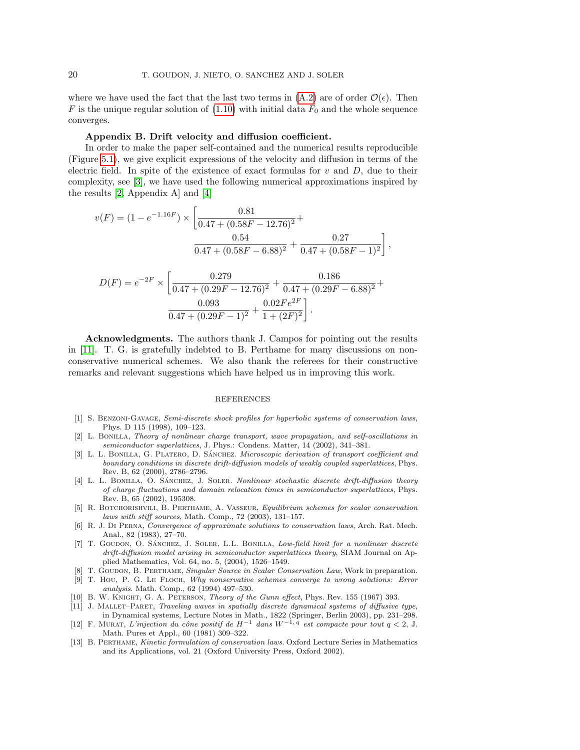where we have used the fact that the last two terms in (A.2) are of order $\mathcal{O}(\epsilon)$. Then $F$ is the unique regular solution of (1.10) with initial data $F_0$ and the whole sequence converges.

### Appendix B. Drift velocity and diffusion coefficient.

In order to make the paper self-contained and the numerical results reproducible (Figure 5.1), we give explicit expressions of the velocity and diffusion in terms of the electric field. In spite of the existence of exact formulas for $v$ and $D$, due to their complexity, see [3], we have used the following numerical approximations inspired by the results [2, Appendix A] and [4]

$$
\begin{aligned}
v(F) = (1 - e^{-1.16F}) \times \Bigg[ & \frac{0.81}{0.47 + (0.58F - 12.76)^2} + \\
& \frac{0.54}{0.47 + (0.58F - 6.88)^2} + \frac{0.27}{0.47 + (0.58F - 1)^2} \Bigg],
\end{aligned}
$$

$$
\begin{aligned}
D(F) = e^{-2F} \times \Bigg[ & \frac{0.279}{0.47 + (0.29F - 12.76)^2} + \frac{0.186}{0.47 + (0.29F - 6.88)^2} + \\
& \frac{0.093}{0.47 + (0.29F - 1)^2} + \frac{0.02Fe^{2F}}{1 + (2F)^2} \Bigg].
\end{aligned}
$$

**Acknowledgments.** The authors thank J. Campos for pointing out the results in [11]. T. G. is gratefully indebted to B. Perthame for many discussions on non-conservative numerical schemes. We also thank the referees for their constructive remarks and relevant suggestions which have helped us in improving this work.

## REFERENCES

[1] S. Benzoni-Gavage, *Semi-discrete shock profiles for hyperbolic systems of conservation laws*, Phys. D 115 (1998), 109–123.

[2] L. Bonilla, *Theory of nonlinear charge transport, wave propagation, and self-oscillations in semiconductor superlattices*, J. Phys.: Condens. Matter, 14 (2002), 341–381.

[3] L. L. Bonilla, G. Platero, D. Sánchez. *Microscopic derivation of transport coefficient and boundary conditions in discrete drift-diffusion models of weakly coupled superlattices*, Phys. Rev. B, 62 (2000), 2786–2796.

[4] L. L. Bonilla, O. Sánchez, J. Soler. *Nonlinear stochastic discrete drift-diffusion theory of charge fluctuations and domain relocation times in semiconductor superlattices*, Phys. Rev. B, 65 (2002), 195308.

[5] R. Botchorishvili, B. Perthame, A. Vasseur, *Equilibrium schemes for scalar conservation laws with stiff sources*, Math. Comp., 72 (2003), 131–157.

[6] R. J. Di Perna, *Convergence of approximate solutions to conservation laws*, Arch. Rat. Mech. Anal., 82 (1983), 27–70.

[7] T. Goudon, O. Sánchez, J. Soler, L.L. Bonilla, *Low-field limit for a nonlinear discrete drift-diffusion model arising in semiconductor superlattices theory*, SIAM Journal on Applied Mathematics, Vol. 64, no. 5, (2004), 1526–1549.

[8] T. Goudon, B. Perthame, *Singular Source in Scalar Conservation Law*, Work in preparation.

[9] T. Hou, P. G. Le Floch, *Why nonservative schemes converge to wrong solutions: Error analysis*. Math. Comp., 62 (1994) 497–530.

[10] B. W. Knight, G. A. Peterson, *Theory of the Gunn effect*, Phys. Rev. 155 (1967) 393.

[11] J. Mallet–Paret, *Traveling waves in spatially discrete dynamical systems of diffusive type*, in Dynamical systems, Lecture Notes in Math., 1822 (Springer, Berlin 2003), pp. 231–298.

[12] F. Murat, *L'injection du cône positif de $H^{-1}$ dans $W^{-1,q}$ est compacte pour tout $q < 2$*, J. Math. Pures et Appl., 60 (1981) 309–322.

[13] B. Perthame, *Kinetic formulation of conservation laws*. Oxford Lecture Series in Mathematics and its Applications, vol. 21 (Oxford University Press, Oxford 2002).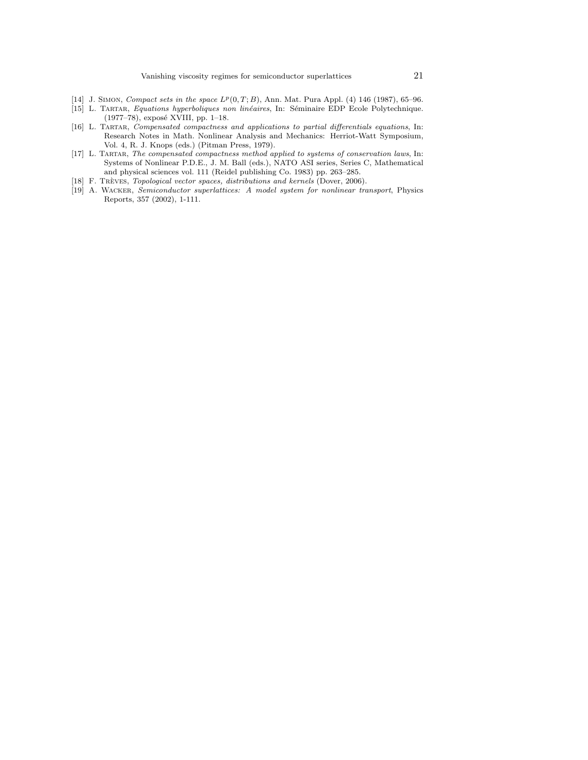- [14] J. Simon, *Compact sets in the space $L^p(0,T;B)$*, Ann. Mat. Pura Appl. (4) 146 (1987), 65–96.
- [15] L. Tartar, *Equations hyperboliques non linéaires*, In: Séminaire EDP Ecole Polytechnique. (1977–78), exposé XVIII, pp. 1–18.
- [16] L. Tartar, *Compensated compactness and applications to partial differentials equations*, In: Research Notes in Math. Nonlinear Analysis and Mechanics: Herriot-Watt Symposium, Vol. 4, R. J. Knops (eds.) (Pitman Press, 1979).
- [17] L. Tartar, *The compensated compactness method applied to systems of conservation laws*, In: Systems of Nonlinear P.D.E., J. M. Ball (eds.), NATO ASI series, Series C, Mathematical and physical sciences vol. 111 (Reidel publishing Co. 1983) pp. 263–285.
- [18] F. Trèves, *Topological vector spaces, distributions and kernels* (Dover, 2006).
- [19] A. Wacker, *Semiconductor superlattices: A model system for nonlinear transport*, Physics Reports, 357 (2002), 1-111.